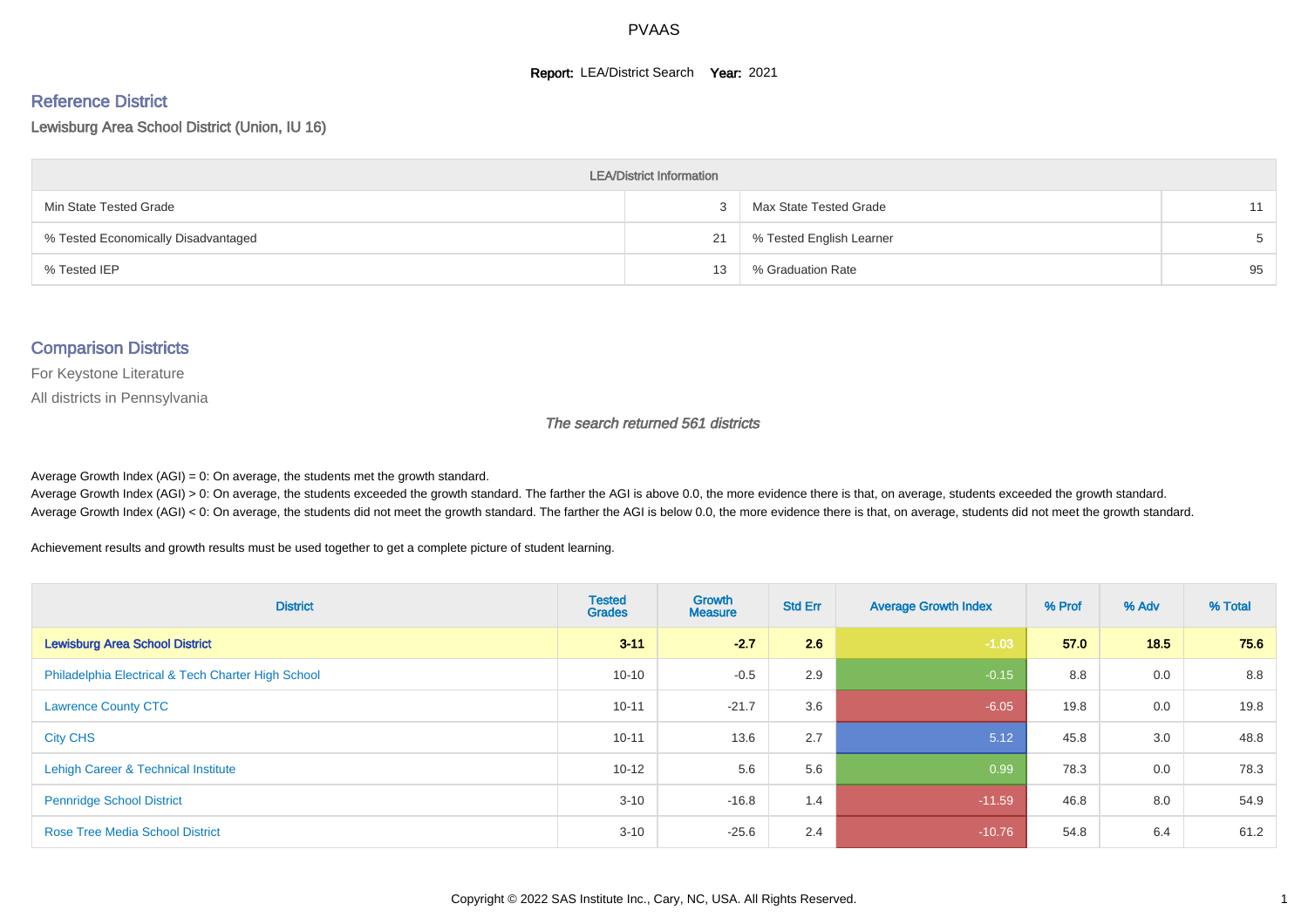# PVAAS

**Report:** LEA/District Search **Year:** 2021

## Reference District

Lewisburg Area School District (Union, IU 16)

| LEA/District Information | | | |
|---|---|---|---|
| Min State Tested Grade | 3 | Max State Tested Grade | 11 |
| % Tested Economically Disadvantaged | 21 | % Tested English Learner | 5 |
| % Tested IEP | 13 | % Graduation Rate | 95 |

## Comparison Districts

For Keystone Literature

All districts in Pennsylvania

*The search returned 561 districts*

Average Growth Index (AGI) = 0: On average, the students met the growth standard.

Average Growth Index (AGI) > 0: On average, the students exceeded the growth standard. The farther the AGI is above 0.0, the more evidence there is that, on average, students exceeded the growth standard.

Average Growth Index (AGI) < 0: On average, the students did not meet the growth standard. The farther the AGI is below 0.0, the more evidence there is that, on average, students did not meet the growth standard.

Achievement results and growth results must be used together to get a complete picture of student learning.

| District | Tested Grades | Growth Measure | Std Err | Average Growth Index | % Prof | % Adv | % Total |
|---|---|---|---|---|---|---|---|
| **Lewisburg Area School District** | **3-11** | **-2.7** | **2.6** | **-1.03** | **57.0** | **18.5** | **75.6** |
| Philadelphia Electrical & Tech Charter High School | 10-10 | -0.5 | 2.9 | -0.15 | 8.8 | 0.0 | 8.8 |
| Lawrence County CTC | 10-11 | -21.7 | 3.6 | -6.05 | 19.8 | 0.0 | 19.8 |
| City CHS | 10-11 | 13.6 | 2.7 | 5.12 | 45.8 | 3.0 | 48.8 |
| Lehigh Career & Technical Institute | 10-12 | 5.6 | 5.6 | 0.99 | 78.3 | 0.0 | 78.3 |
| Pennridge School District | 3-10 | -16.8 | 1.4 | -11.59 | 46.8 | 8.0 | 54.9 |
| Rose Tree Media School District | 3-10 | -25.6 | 2.4 | -10.76 | 54.8 | 6.4 | 61.2 |

Copyright © 2022 SAS Institute Inc., Cary, NC, USA. All Rights Reserved.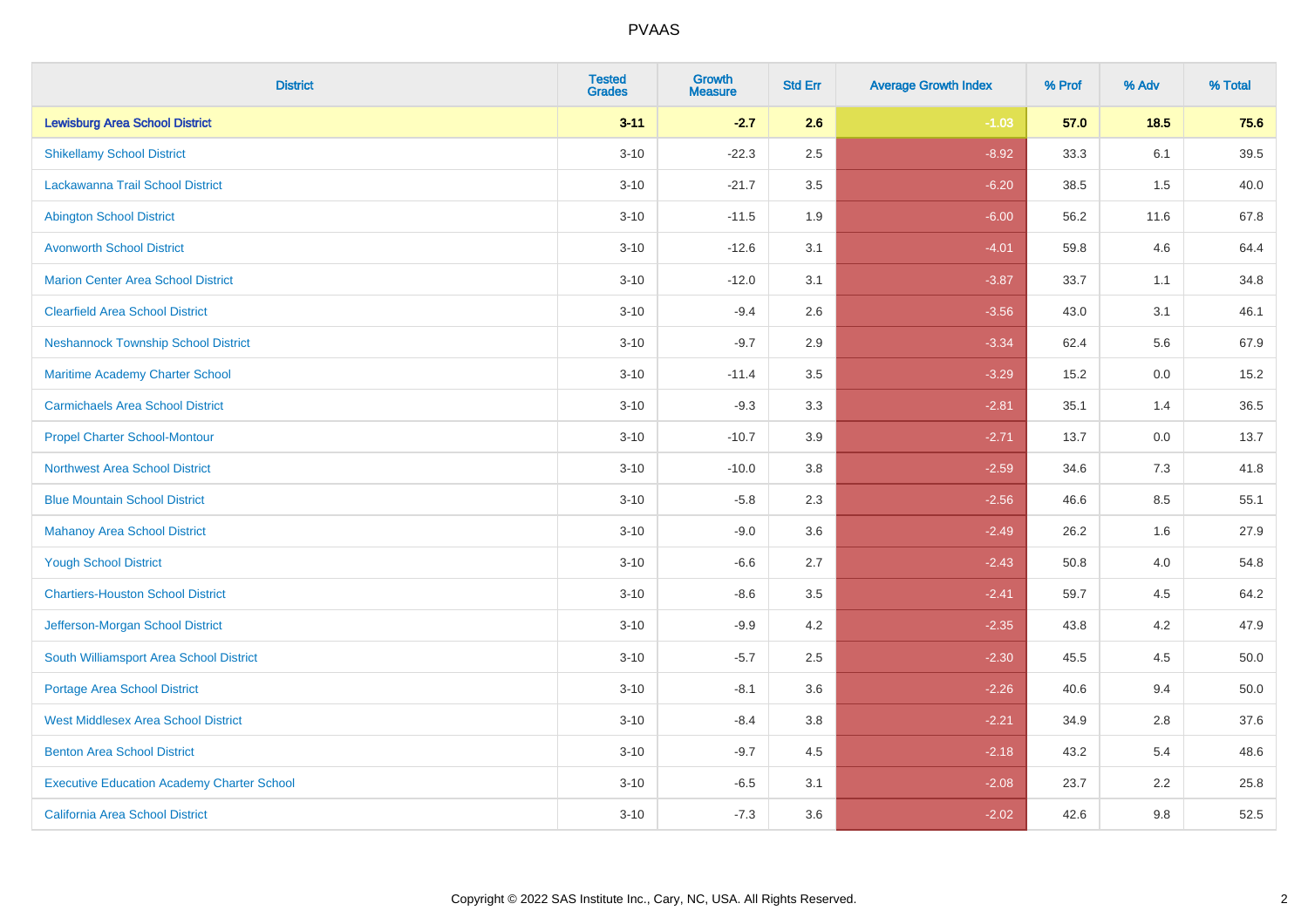| District | Tested Grades | Growth Measure | Std Err | Average Growth Index | % Prof | % Adv | % Total |
|---|---|---|---|---|---|---|---|
| **Lewisburg Area School District** | **3-11** | **-2.7** | **2.6** | **-1.03** | **57.0** | **18.5** | **75.6** |
| Shikellamy School District | 3-10 | -22.3 | 2.5 | -8.92 | 33.3 | 6.1 | 39.5 |
| Lackawanna Trail School District | 3-10 | -21.7 | 3.5 | -6.20 | 38.5 | 1.5 | 40.0 |
| Abington School District | 3-10 | -11.5 | 1.9 | -6.00 | 56.2 | 11.6 | 67.8 |
| Avonworth School District | 3-10 | -12.6 | 3.1 | -4.01 | 59.8 | 4.6 | 64.4 |
| Marion Center Area School District | 3-10 | -12.0 | 3.1 | -3.87 | 33.7 | 1.1 | 34.8 |
| Clearfield Area School District | 3-10 | -9.4 | 2.6 | -3.56 | 43.0 | 3.1 | 46.1 |
| Neshannock Township School District | 3-10 | -9.7 | 2.9 | -3.34 | 62.4 | 5.6 | 67.9 |
| Maritime Academy Charter School | 3-10 | -11.4 | 3.5 | -3.29 | 15.2 | 0.0 | 15.2 |
| Carmichaels Area School District | 3-10 | -9.3 | 3.3 | -2.81 | 35.1 | 1.4 | 36.5 |
| Propel Charter School-Montour | 3-10 | -10.7 | 3.9 | -2.71 | 13.7 | 0.0 | 13.7 |
| Northwest Area School District | 3-10 | -10.0 | 3.8 | -2.59 | 34.6 | 7.3 | 41.8 |
| Blue Mountain School District | 3-10 | -5.8 | 2.3 | -2.56 | 46.6 | 8.5 | 55.1 |
| Mahanoy Area School District | 3-10 | -9.0 | 3.6 | -2.49 | 26.2 | 1.6 | 27.9 |
| Yough School District | 3-10 | -6.6 | 2.7 | -2.43 | 50.8 | 4.0 | 54.8 |
| Chartiers-Houston School District | 3-10 | -8.6 | 3.5 | -2.41 | 59.7 | 4.5 | 64.2 |
| Jefferson-Morgan School District | 3-10 | -9.9 | 4.2 | -2.35 | 43.8 | 4.2 | 47.9 |
| South Williamsport Area School District | 3-10 | -5.7 | 2.5 | -2.30 | 45.5 | 4.5 | 50.0 |
| Portage Area School District | 3-10 | -8.1 | 3.6 | -2.26 | 40.6 | 9.4 | 50.0 |
| West Middlesex Area School District | 3-10 | -8.4 | 3.8 | -2.21 | 34.9 | 2.8 | 37.6 |
| Benton Area School District | 3-10 | -9.7 | 4.5 | -2.18 | 43.2 | 5.4 | 48.6 |
| Executive Education Academy Charter School | 3-10 | -6.5 | 3.1 | -2.08 | 23.7 | 2.2 | 25.8 |
| California Area School District | 3-10 | -7.3 | 3.6 | -2.02 | 42.6 | 9.8 | 52.5 |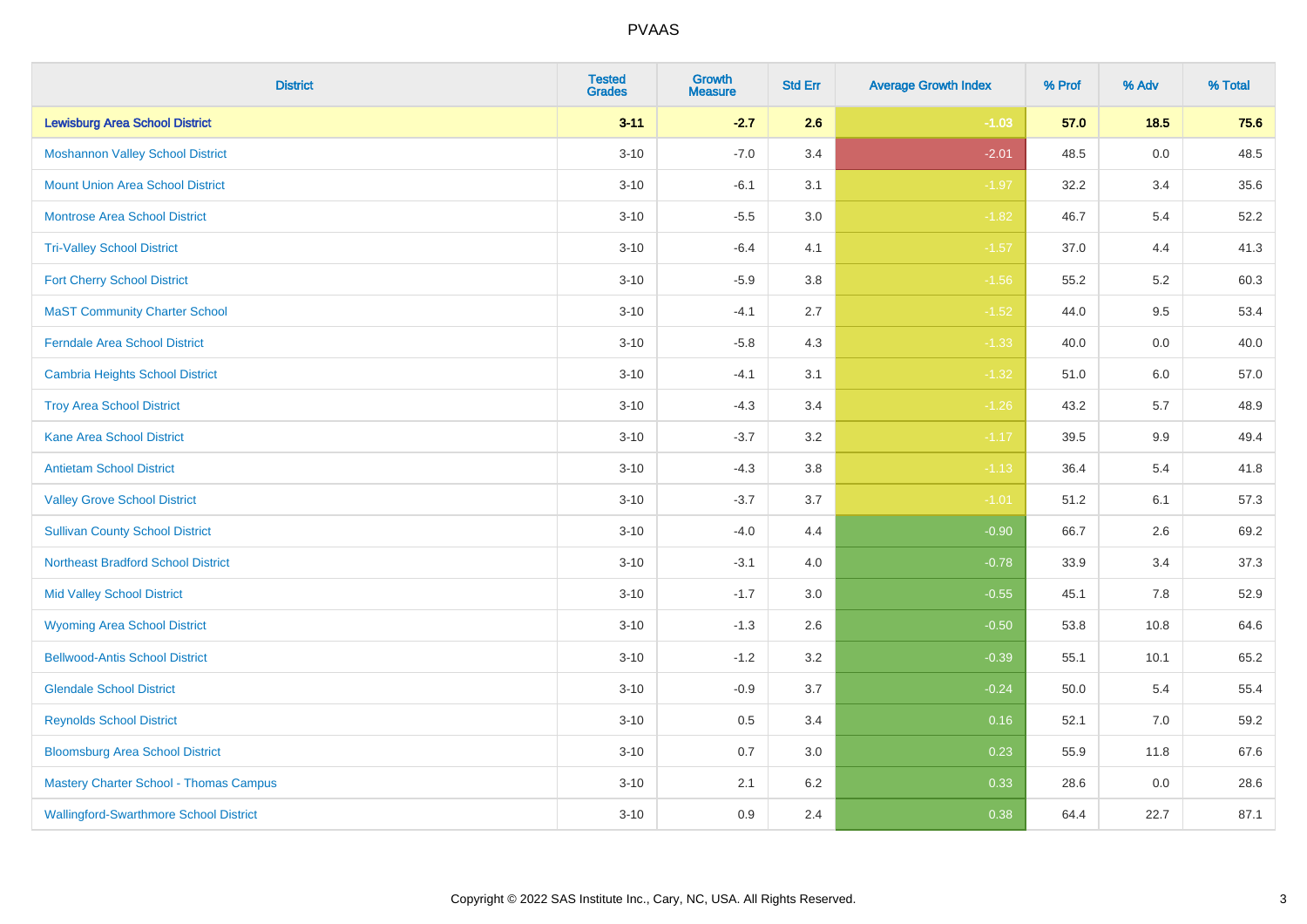| District | Tested Grades | Growth Measure | Std Err | Average Growth Index | % Prof | % Adv | % Total |
|---|---|---|---|---|---|---|---|
| **Lewisburg Area School District** | **3-11** | **-2.7** | **2.6** | **-1.03** | **57.0** | **18.5** | **75.6** |
| Moshannon Valley School District | 3-10 | -7.0 | 3.4 | -2.01 | 48.5 | 0.0 | 48.5 |
| Mount Union Area School District | 3-10 | -6.1 | 3.1 | -1.97 | 32.2 | 3.4 | 35.6 |
| Montrose Area School District | 3-10 | -5.5 | 3.0 | -1.82 | 46.7 | 5.4 | 52.2 |
| Tri-Valley School District | 3-10 | -6.4 | 4.1 | -1.57 | 37.0 | 4.4 | 41.3 |
| Fort Cherry School District | 3-10 | -5.9 | 3.8 | -1.56 | 55.2 | 5.2 | 60.3 |
| MaST Community Charter School | 3-10 | -4.1 | 2.7 | -1.52 | 44.0 | 9.5 | 53.4 |
| Ferndale Area School District | 3-10 | -5.8 | 4.3 | -1.33 | 40.0 | 0.0 | 40.0 |
| Cambria Heights School District | 3-10 | -4.1 | 3.1 | -1.32 | 51.0 | 6.0 | 57.0 |
| Troy Area School District | 3-10 | -4.3 | 3.4 | -1.26 | 43.2 | 5.7 | 48.9 |
| Kane Area School District | 3-10 | -3.7 | 3.2 | -1.17 | 39.5 | 9.9 | 49.4 |
| Antietam School District | 3-10 | -4.3 | 3.8 | -1.13 | 36.4 | 5.4 | 41.8 |
| Valley Grove School District | 3-10 | -3.7 | 3.7 | -1.01 | 51.2 | 6.1 | 57.3 |
| Sullivan County School District | 3-10 | -4.0 | 4.4 | -0.90 | 66.7 | 2.6 | 69.2 |
| Northeast Bradford School District | 3-10 | -3.1 | 4.0 | -0.78 | 33.9 | 3.4 | 37.3 |
| Mid Valley School District | 3-10 | -1.7 | 3.0 | -0.55 | 45.1 | 7.8 | 52.9 |
| Wyoming Area School District | 3-10 | -1.3 | 2.6 | -0.50 | 53.8 | 10.8 | 64.6 |
| Bellwood-Antis School District | 3-10 | -1.2 | 3.2 | -0.39 | 55.1 | 10.1 | 65.2 |
| Glendale School District | 3-10 | -0.9 | 3.7 | -0.24 | 50.0 | 5.4 | 55.4 |
| Reynolds School District | 3-10 | 0.5 | 3.4 | 0.16 | 52.1 | 7.0 | 59.2 |
| Bloomsburg Area School District | 3-10 | 0.7 | 3.0 | 0.23 | 55.9 | 11.8 | 67.6 |
| Mastery Charter School - Thomas Campus | 3-10 | 2.1 | 6.2 | 0.33 | 28.6 | 0.0 | 28.6 |
| Wallingford-Swarthmore School District | 3-10 | 0.9 | 2.4 | 0.38 | 64.4 | 22.7 | 87.1 |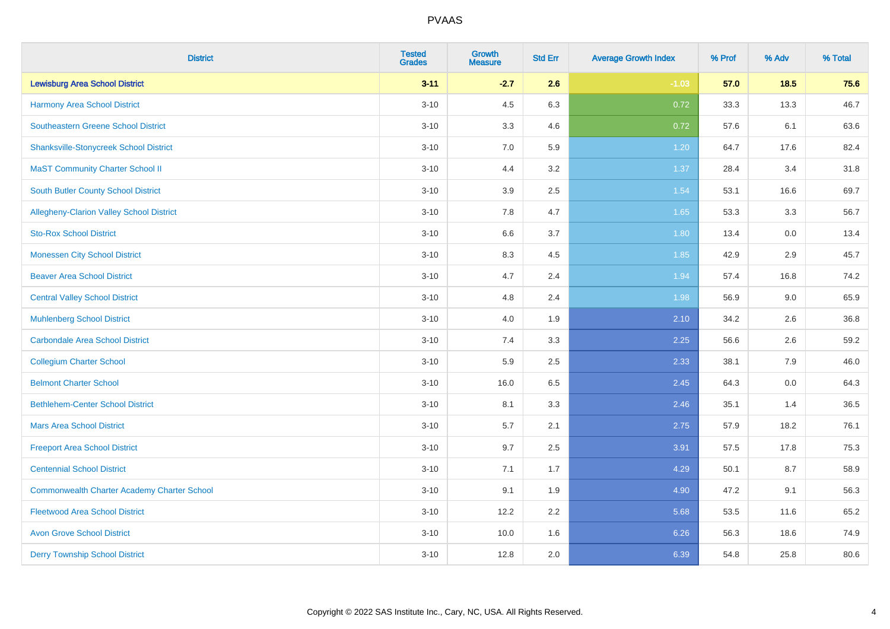| District | Tested Grades | Growth Measure | Std Err | Average Growth Index | % Prof | % Adv | % Total |
|---|---|---|---|---|---|---|---|
| **Lewisburg Area School District** | **3-11** | **-2.7** | **2.6** | **-1.03** | **57.0** | **18.5** | **75.6** |
| Harmony Area School District | 3-10 | 4.5 | 6.3 | 0.72 | 33.3 | 13.3 | 46.7 |
| Southeastern Greene School District | 3-10 | 3.3 | 4.6 | 0.72 | 57.6 | 6.1 | 63.6 |
| Shanksville-Stonycreek School District | 3-10 | 7.0 | 5.9 | 1.20 | 64.7 | 17.6 | 82.4 |
| MaST Community Charter School II | 3-10 | 4.4 | 3.2 | 1.37 | 28.4 | 3.4 | 31.8 |
| South Butler County School District | 3-10 | 3.9 | 2.5 | 1.54 | 53.1 | 16.6 | 69.7 |
| Allegheny-Clarion Valley School District | 3-10 | 7.8 | 4.7 | 1.65 | 53.3 | 3.3 | 56.7 |
| Sto-Rox School District | 3-10 | 6.6 | 3.7 | 1.80 | 13.4 | 0.0 | 13.4 |
| Monessen City School District | 3-10 | 8.3 | 4.5 | 1.85 | 42.9 | 2.9 | 45.7 |
| Beaver Area School District | 3-10 | 4.7 | 2.4 | 1.94 | 57.4 | 16.8 | 74.2 |
| Central Valley School District | 3-10 | 4.8 | 2.4 | 1.98 | 56.9 | 9.0 | 65.9 |
| Muhlenberg School District | 3-10 | 4.0 | 1.9 | 2.10 | 34.2 | 2.6 | 36.8 |
| Carbondale Area School District | 3-10 | 7.4 | 3.3 | 2.25 | 56.6 | 2.6 | 59.2 |
| Collegium Charter School | 3-10 | 5.9 | 2.5 | 2.33 | 38.1 | 7.9 | 46.0 |
| Belmont Charter School | 3-10 | 16.0 | 6.5 | 2.45 | 64.3 | 0.0 | 64.3 |
| Bethlehem-Center School District | 3-10 | 8.1 | 3.3 | 2.46 | 35.1 | 1.4 | 36.5 |
| Mars Area School District | 3-10 | 5.7 | 2.1 | 2.75 | 57.9 | 18.2 | 76.1 |
| Freeport Area School District | 3-10 | 9.7 | 2.5 | 3.91 | 57.5 | 17.8 | 75.3 |
| Centennial School District | 3-10 | 7.1 | 1.7 | 4.29 | 50.1 | 8.7 | 58.9 |
| Commonwealth Charter Academy Charter School | 3-10 | 9.1 | 1.9 | 4.90 | 47.2 | 9.1 | 56.3 |
| Fleetwood Area School District | 3-10 | 12.2 | 2.2 | 5.68 | 53.5 | 11.6 | 65.2 |
| Avon Grove School District | 3-10 | 10.0 | 1.6 | 6.26 | 56.3 | 18.6 | 74.9 |
| Derry Township School District | 3-10 | 12.8 | 2.0 | 6.39 | 54.8 | 25.8 | 80.6 |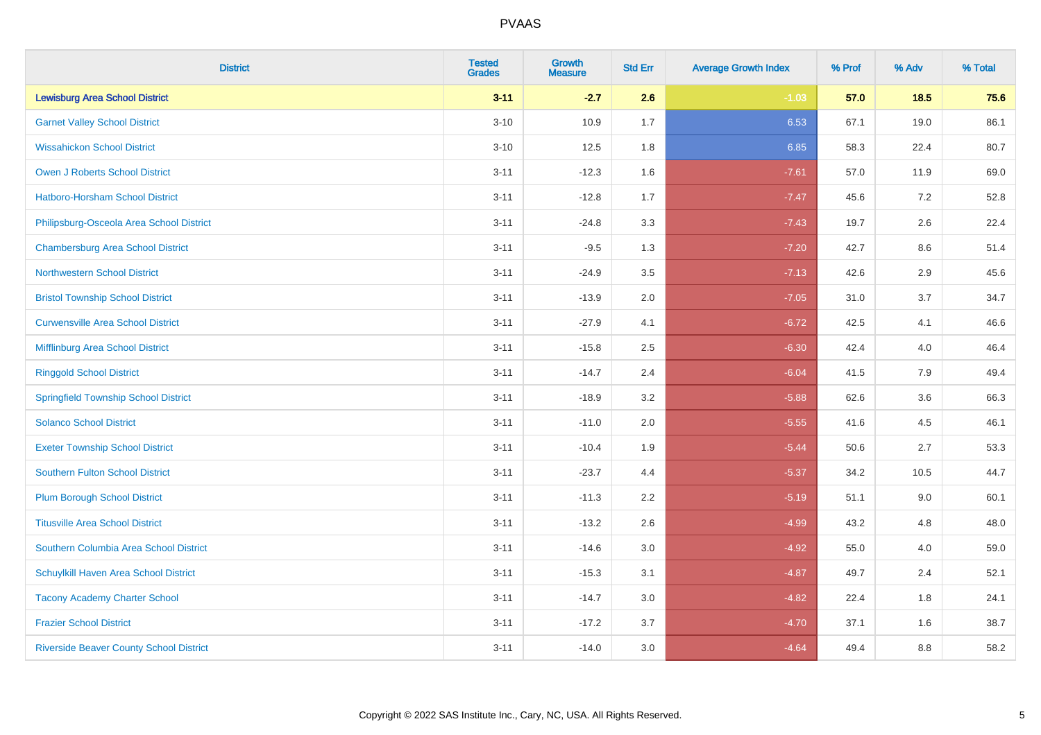| District | Tested Grades | Growth Measure | Std Err | Average Growth Index | % Prof | % Adv | % Total |
|---|---|---|---|---|---|---|---|
| **Lewisburg Area School District** | **3-11** | **-2.7** | **2.6** | **-1.03** | **57.0** | **18.5** | **75.6** |
| Garnet Valley School District | 3-10 | 10.9 | 1.7 | 6.53 | 67.1 | 19.0 | 86.1 |
| Wissahickon School District | 3-10 | 12.5 | 1.8 | 6.85 | 58.3 | 22.4 | 80.7 |
| Owen J Roberts School District | 3-11 | -12.3 | 1.6 | -7.61 | 57.0 | 11.9 | 69.0 |
| Hatboro-Horsham School District | 3-11 | -12.8 | 1.7 | -7.47 | 45.6 | 7.2 | 52.8 |
| Philipsburg-Osceola Area School District | 3-11 | -24.8 | 3.3 | -7.43 | 19.7 | 2.6 | 22.4 |
| Chambersburg Area School District | 3-11 | -9.5 | 1.3 | -7.20 | 42.7 | 8.6 | 51.4 |
| Northwestern School District | 3-11 | -24.9 | 3.5 | -7.13 | 42.6 | 2.9 | 45.6 |
| Bristol Township School District | 3-11 | -13.9 | 2.0 | -7.05 | 31.0 | 3.7 | 34.7 |
| Curwensville Area School District | 3-11 | -27.9 | 4.1 | -6.72 | 42.5 | 4.1 | 46.6 |
| Mifflinburg Area School District | 3-11 | -15.8 | 2.5 | -6.30 | 42.4 | 4.0 | 46.4 |
| Ringgold School District | 3-11 | -14.7 | 2.4 | -6.04 | 41.5 | 7.9 | 49.4 |
| Springfield Township School District | 3-11 | -18.9 | 3.2 | -5.88 | 62.6 | 3.6 | 66.3 |
| Solanco School District | 3-11 | -11.0 | 2.0 | -5.55 | 41.6 | 4.5 | 46.1 |
| Exeter Township School District | 3-11 | -10.4 | 1.9 | -5.44 | 50.6 | 2.7 | 53.3 |
| Southern Fulton School District | 3-11 | -23.7 | 4.4 | -5.37 | 34.2 | 10.5 | 44.7 |
| Plum Borough School District | 3-11 | -11.3 | 2.2 | -5.19 | 51.1 | 9.0 | 60.1 |
| Titusville Area School District | 3-11 | -13.2 | 2.6 | -4.99 | 43.2 | 4.8 | 48.0 |
| Southern Columbia Area School District | 3-11 | -14.6 | 3.0 | -4.92 | 55.0 | 4.0 | 59.0 |
| Schuylkill Haven Area School District | 3-11 | -15.3 | 3.1 | -4.87 | 49.7 | 2.4 | 52.1 |
| Tacony Academy Charter School | 3-11 | -14.7 | 3.0 | -4.82 | 22.4 | 1.8 | 24.1 |
| Frazier School District | 3-11 | -17.2 | 3.7 | -4.70 | 37.1 | 1.6 | 38.7 |
| Riverside Beaver County School District | 3-11 | -14.0 | 3.0 | -4.64 | 49.4 | 8.8 | 58.2 |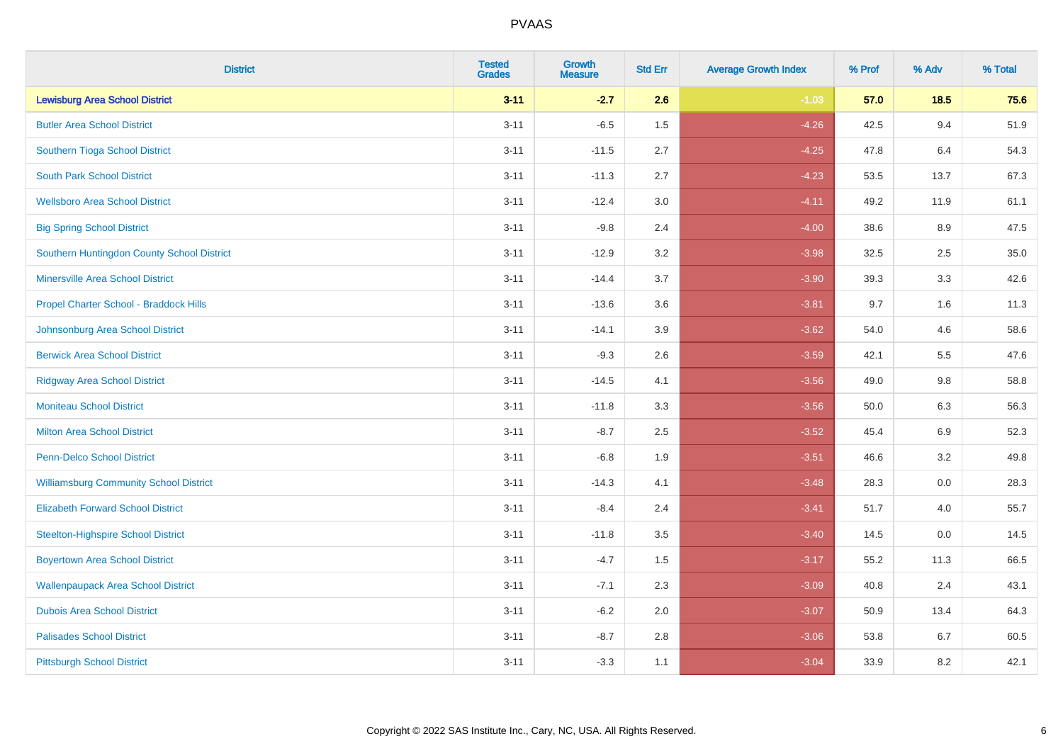| District | Tested Grades | Growth Measure | Std Err | Average Growth Index | % Prof | % Adv | % Total |
|---|---|---|---|---|---|---|---|
| **Lewisburg Area School District** | **3-11** | **-2.7** | **2.6** | **-1.03** | **57.0** | **18.5** | **75.6** |
| Butler Area School District | 3-11 | -6.5 | 1.5 | -4.26 | 42.5 | 9.4 | 51.9 |
| Southern Tioga School District | 3-11 | -11.5 | 2.7 | -4.25 | 47.8 | 6.4 | 54.3 |
| South Park School District | 3-11 | -11.3 | 2.7 | -4.23 | 53.5 | 13.7 | 67.3 |
| Wellsboro Area School District | 3-11 | -12.4 | 3.0 | -4.11 | 49.2 | 11.9 | 61.1 |
| Big Spring School District | 3-11 | -9.8 | 2.4 | -4.00 | 38.6 | 8.9 | 47.5 |
| Southern Huntingdon County School District | 3-11 | -12.9 | 3.2 | -3.98 | 32.5 | 2.5 | 35.0 |
| Minersville Area School District | 3-11 | -14.4 | 3.7 | -3.90 | 39.3 | 3.3 | 42.6 |
| Propel Charter School - Braddock Hills | 3-11 | -13.6 | 3.6 | -3.81 | 9.7 | 1.6 | 11.3 |
| Johnsonburg Area School District | 3-11 | -14.1 | 3.9 | -3.62 | 54.0 | 4.6 | 58.6 |
| Berwick Area School District | 3-11 | -9.3 | 2.6 | -3.59 | 42.1 | 5.5 | 47.6 |
| Ridgway Area School District | 3-11 | -14.5 | 4.1 | -3.56 | 49.0 | 9.8 | 58.8 |
| Moniteau School District | 3-11 | -11.8 | 3.3 | -3.56 | 50.0 | 6.3 | 56.3 |
| Milton Area School District | 3-11 | -8.7 | 2.5 | -3.52 | 45.4 | 6.9 | 52.3 |
| Penn-Delco School District | 3-11 | -6.8 | 1.9 | -3.51 | 46.6 | 3.2 | 49.8 |
| Williamsburg Community School District | 3-11 | -14.3 | 4.1 | -3.48 | 28.3 | 0.0 | 28.3 |
| Elizabeth Forward School District | 3-11 | -8.4 | 2.4 | -3.41 | 51.7 | 4.0 | 55.7 |
| Steelton-Highspire School District | 3-11 | -11.8 | 3.5 | -3.40 | 14.5 | 0.0 | 14.5 |
| Boyertown Area School District | 3-11 | -4.7 | 1.5 | -3.17 | 55.2 | 11.3 | 66.5 |
| Wallenpaupack Area School District | 3-11 | -7.1 | 2.3 | -3.09 | 40.8 | 2.4 | 43.1 |
| Dubois Area School District | 3-11 | -6.2 | 2.0 | -3.07 | 50.9 | 13.4 | 64.3 |
| Palisades School District | 3-11 | -8.7 | 2.8 | -3.06 | 53.8 | 6.7 | 60.5 |
| Pittsburgh School District | 3-11 | -3.3 | 1.1 | -3.04 | 33.9 | 8.2 | 42.1 |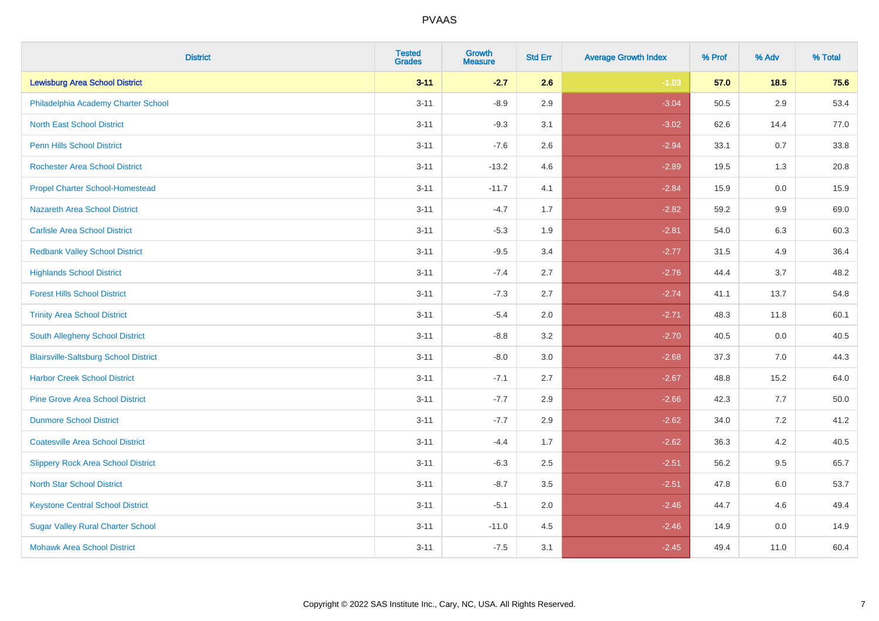# PVAAS

| District | Tested Grades | Growth Measure | Std Err | Average Growth Index | % Prof | % Adv | % Total |
|---|---|---|---|---|---|---|---|
| **Lewisburg Area School District** | **3-11** | **-2.7** | **2.6** | **-1.03** | **57.0** | **18.5** | **75.6** |
| Philadelphia Academy Charter School | 3-11 | -8.9 | 2.9 | -3.04 | 50.5 | 2.9 | 53.4 |
| North East School District | 3-11 | -9.3 | 3.1 | -3.02 | 62.6 | 14.4 | 77.0 |
| Penn Hills School District | 3-11 | -7.6 | 2.6 | -2.94 | 33.1 | 0.7 | 33.8 |
| Rochester Area School District | 3-11 | -13.2 | 4.6 | -2.89 | 19.5 | 1.3 | 20.8 |
| Propel Charter School-Homestead | 3-11 | -11.7 | 4.1 | -2.84 | 15.9 | 0.0 | 15.9 |
| Nazareth Area School District | 3-11 | -4.7 | 1.7 | -2.82 | 59.2 | 9.9 | 69.0 |
| Carlisle Area School District | 3-11 | -5.3 | 1.9 | -2.81 | 54.0 | 6.3 | 60.3 |
| Redbank Valley School District | 3-11 | -9.5 | 3.4 | -2.77 | 31.5 | 4.9 | 36.4 |
| Highlands School District | 3-11 | -7.4 | 2.7 | -2.76 | 44.4 | 3.7 | 48.2 |
| Forest Hills School District | 3-11 | -7.3 | 2.7 | -2.74 | 41.1 | 13.7 | 54.8 |
| Trinity Area School District | 3-11 | -5.4 | 2.0 | -2.71 | 48.3 | 11.8 | 60.1 |
| South Allegheny School District | 3-11 | -8.8 | 3.2 | -2.70 | 40.5 | 0.0 | 40.5 |
| Blairsville-Saltsburg School District | 3-11 | -8.0 | 3.0 | -2.68 | 37.3 | 7.0 | 44.3 |
| Harbor Creek School District | 3-11 | -7.1 | 2.7 | -2.67 | 48.8 | 15.2 | 64.0 |
| Pine Grove Area School District | 3-11 | -7.7 | 2.9 | -2.66 | 42.3 | 7.7 | 50.0 |
| Dunmore School District | 3-11 | -7.7 | 2.9 | -2.62 | 34.0 | 7.2 | 41.2 |
| Coatesville Area School District | 3-11 | -4.4 | 1.7 | -2.62 | 36.3 | 4.2 | 40.5 |
| Slippery Rock Area School District | 3-11 | -6.3 | 2.5 | -2.51 | 56.2 | 9.5 | 65.7 |
| North Star School District | 3-11 | -8.7 | 3.5 | -2.51 | 47.8 | 6.0 | 53.7 |
| Keystone Central School District | 3-11 | -5.1 | 2.0 | -2.46 | 44.7 | 4.6 | 49.4 |
| Sugar Valley Rural Charter School | 3-11 | -11.0 | 4.5 | -2.46 | 14.9 | 0.0 | 14.9 |
| Mohawk Area School District | 3-11 | -7.5 | 3.1 | -2.45 | 49.4 | 11.0 | 60.4 |

Copyright © 2022 SAS Institute Inc., Cary, NC, USA. All Rights Reserved.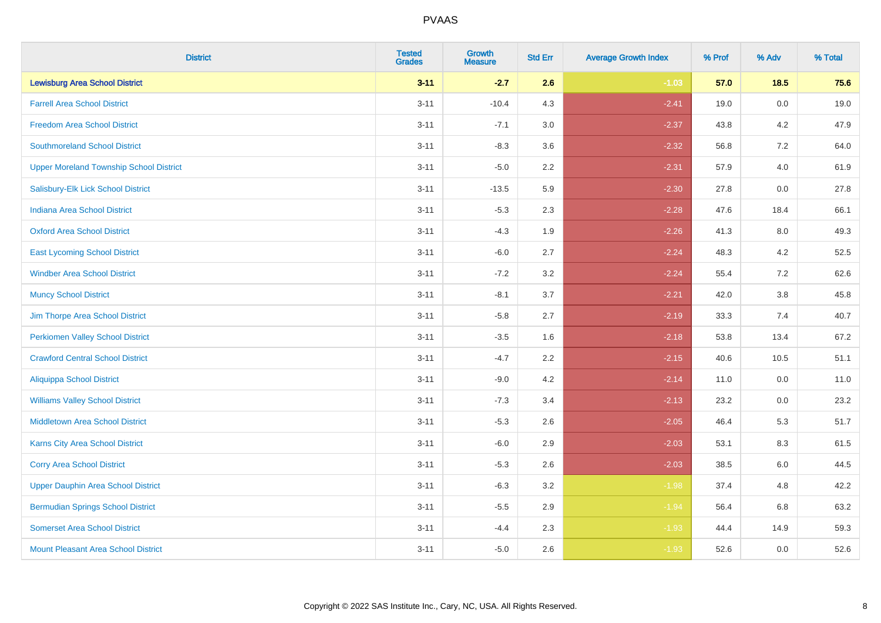| District | Tested Grades | Growth Measure | Std Err | Average Growth Index | % Prof | % Adv | % Total |
|---|---|---|---|---|---|---|---|
| **Lewisburg Area School District** | **3-11** | **-2.7** | **2.6** | **-1.03** | **57.0** | **18.5** | **75.6** |
| Farrell Area School District | 3-11 | -10.4 | 4.3 | -2.41 | 19.0 | 0.0 | 19.0 |
| Freedom Area School District | 3-11 | -7.1 | 3.0 | -2.37 | 43.8 | 4.2 | 47.9 |
| Southmoreland School District | 3-11 | -8.3 | 3.6 | -2.32 | 56.8 | 7.2 | 64.0 |
| Upper Moreland Township School District | 3-11 | -5.0 | 2.2 | -2.31 | 57.9 | 4.0 | 61.9 |
| Salisbury-Elk Lick School District | 3-11 | -13.5 | 5.9 | -2.30 | 27.8 | 0.0 | 27.8 |
| Indiana Area School District | 3-11 | -5.3 | 2.3 | -2.28 | 47.6 | 18.4 | 66.1 |
| Oxford Area School District | 3-11 | -4.3 | 1.9 | -2.26 | 41.3 | 8.0 | 49.3 |
| East Lycoming School District | 3-11 | -6.0 | 2.7 | -2.24 | 48.3 | 4.2 | 52.5 |
| Windber Area School District | 3-11 | -7.2 | 3.2 | -2.24 | 55.4 | 7.2 | 62.6 |
| Muncy School District | 3-11 | -8.1 | 3.7 | -2.21 | 42.0 | 3.8 | 45.8 |
| Jim Thorpe Area School District | 3-11 | -5.8 | 2.7 | -2.19 | 33.3 | 7.4 | 40.7 |
| Perkiomen Valley School District | 3-11 | -3.5 | 1.6 | -2.18 | 53.8 | 13.4 | 67.2 |
| Crawford Central School District | 3-11 | -4.7 | 2.2 | -2.15 | 40.6 | 10.5 | 51.1 |
| Aliquippa School District | 3-11 | -9.0 | 4.2 | -2.14 | 11.0 | 0.0 | 11.0 |
| Williams Valley School District | 3-11 | -7.3 | 3.4 | -2.13 | 23.2 | 0.0 | 23.2 |
| Middletown Area School District | 3-11 | -5.3 | 2.6 | -2.05 | 46.4 | 5.3 | 51.7 |
| Karns City Area School District | 3-11 | -6.0 | 2.9 | -2.03 | 53.1 | 8.3 | 61.5 |
| Corry Area School District | 3-11 | -5.3 | 2.6 | -2.03 | 38.5 | 6.0 | 44.5 |
| Upper Dauphin Area School District | 3-11 | -6.3 | 3.2 | -1.98 | 37.4 | 4.8 | 42.2 |
| Bermudian Springs School District | 3-11 | -5.5 | 2.9 | -1.94 | 56.4 | 6.8 | 63.2 |
| Somerset Area School District | 3-11 | -4.4 | 2.3 | -1.93 | 44.4 | 14.9 | 59.3 |
| Mount Pleasant Area School District | 3-11 | -5.0 | 2.6 | -1.93 | 52.6 | 0.0 | 52.6 |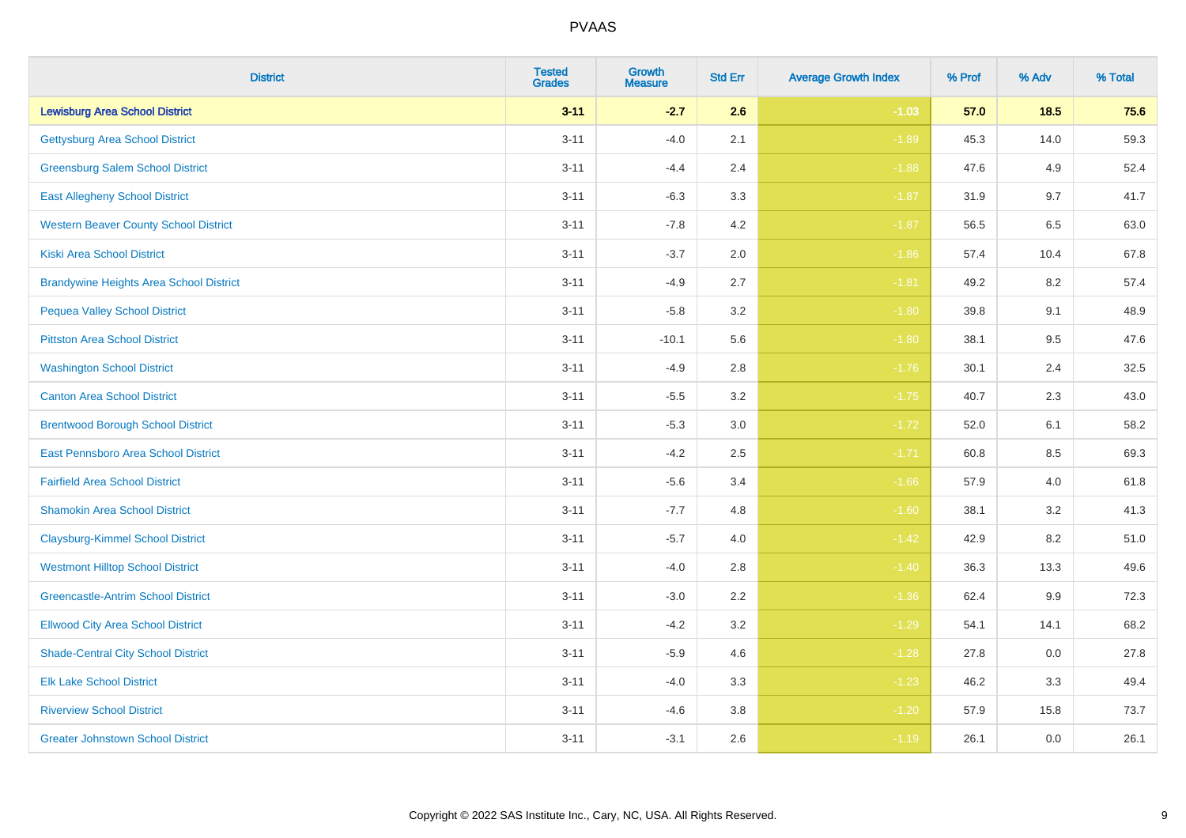# PVAAS

| District | Tested Grades | Growth Measure | Std Err | Average Growth Index | % Prof | % Adv | % Total |
|---|---|---|---|---|---|---|---|
| **Lewisburg Area School District** | **3-11** | **-2.7** | **2.6** | **-1.03** | **57.0** | **18.5** | **75.6** |
| Gettysburg Area School District | 3-11 | -4.0 | 2.1 | -1.89 | 45.3 | 14.0 | 59.3 |
| Greensburg Salem School District | 3-11 | -4.4 | 2.4 | -1.88 | 47.6 | 4.9 | 52.4 |
| East Allegheny School District | 3-11 | -6.3 | 3.3 | -1.87 | 31.9 | 9.7 | 41.7 |
| Western Beaver County School District | 3-11 | -7.8 | 4.2 | -1.87 | 56.5 | 6.5 | 63.0 |
| Kiski Area School District | 3-11 | -3.7 | 2.0 | -1.86 | 57.4 | 10.4 | 67.8 |
| Brandywine Heights Area School District | 3-11 | -4.9 | 2.7 | -1.81 | 49.2 | 8.2 | 57.4 |
| Pequea Valley School District | 3-11 | -5.8 | 3.2 | -1.80 | 39.8 | 9.1 | 48.9 |
| Pittston Area School District | 3-11 | -10.1 | 5.6 | -1.80 | 38.1 | 9.5 | 47.6 |
| Washington School District | 3-11 | -4.9 | 2.8 | -1.76 | 30.1 | 2.4 | 32.5 |
| Canton Area School District | 3-11 | -5.5 | 3.2 | -1.75 | 40.7 | 2.3 | 43.0 |
| Brentwood Borough School District | 3-11 | -5.3 | 3.0 | -1.72 | 52.0 | 6.1 | 58.2 |
| East Pennsboro Area School District | 3-11 | -4.2 | 2.5 | -1.71 | 60.8 | 8.5 | 69.3 |
| Fairfield Area School District | 3-11 | -5.6 | 3.4 | -1.66 | 57.9 | 4.0 | 61.8 |
| Shamokin Area School District | 3-11 | -7.7 | 4.8 | -1.60 | 38.1 | 3.2 | 41.3 |
| Claysburg-Kimmel School District | 3-11 | -5.7 | 4.0 | -1.42 | 42.9 | 8.2 | 51.0 |
| Westmont Hilltop School District | 3-11 | -4.0 | 2.8 | -1.40 | 36.3 | 13.3 | 49.6 |
| Greencastle-Antrim School District | 3-11 | -3.0 | 2.2 | -1.36 | 62.4 | 9.9 | 72.3 |
| Ellwood City Area School District | 3-11 | -4.2 | 3.2 | -1.29 | 54.1 | 14.1 | 68.2 |
| Shade-Central City School District | 3-11 | -5.9 | 4.6 | -1.28 | 27.8 | 0.0 | 27.8 |
| Elk Lake School District | 3-11 | -4.0 | 3.3 | -1.23 | 46.2 | 3.3 | 49.4 |
| Riverview School District | 3-11 | -4.6 | 3.8 | -1.20 | 57.9 | 15.8 | 73.7 |
| Greater Johnstown School District | 3-11 | -3.1 | 2.6 | -1.19 | 26.1 | 0.0 | 26.1 |

Copyright © 2022 SAS Institute Inc., Cary, NC, USA. All Rights Reserved.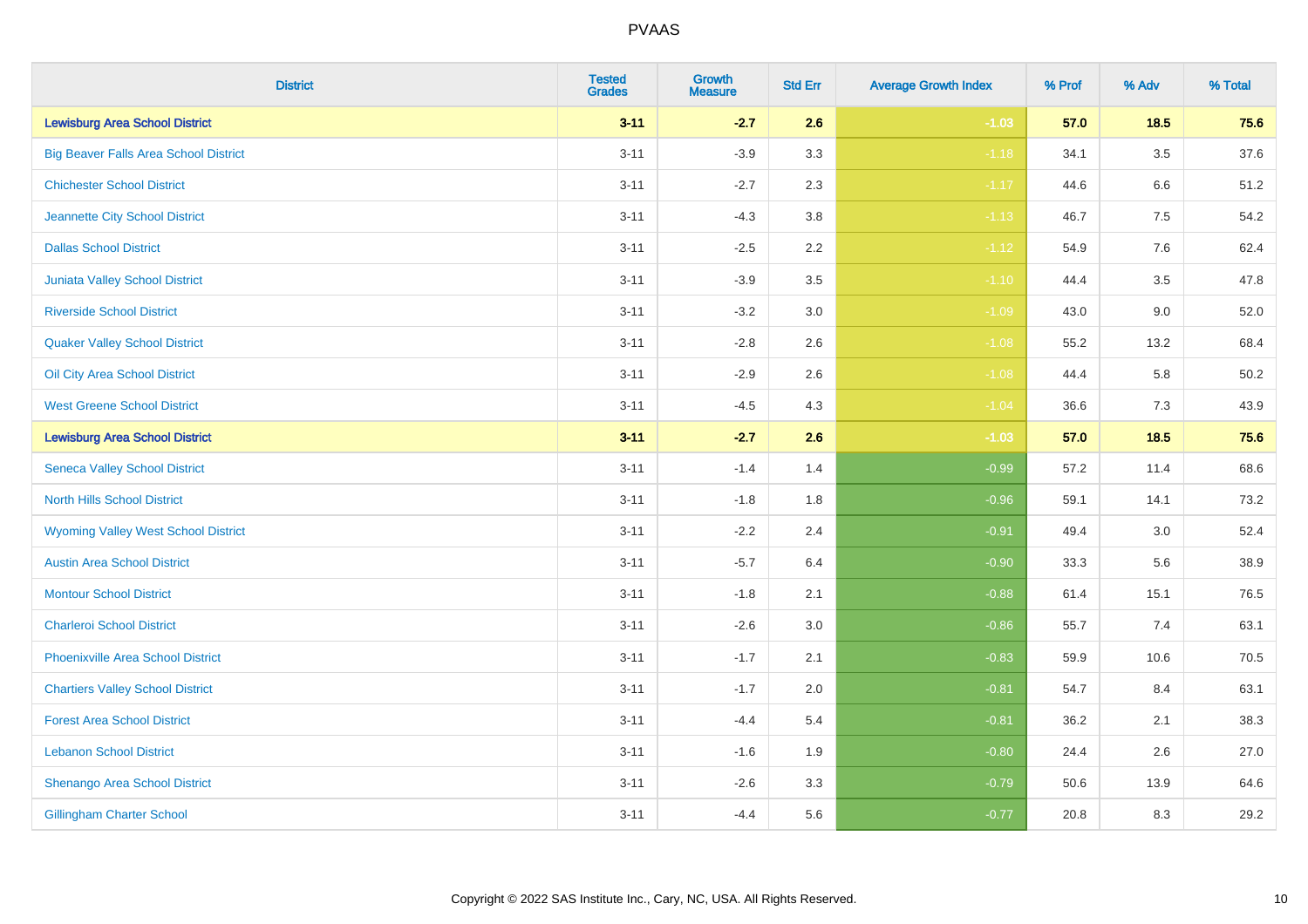| District | Tested Grades | Growth Measure | Std Err | Average Growth Index | % Prof | % Adv | % Total |
|---|---|---|---|---|---|---|---|
| **Lewisburg Area School District** | **3-11** | **-2.7** | **2.6** | **-1.03** | **57.0** | **18.5** | **75.6** |
| Big Beaver Falls Area School District | 3-11 | -3.9 | 3.3 | -1.18 | 34.1 | 3.5 | 37.6 |
| Chichester School District | 3-11 | -2.7 | 2.3 | -1.17 | 44.6 | 6.6 | 51.2 |
| Jeannette City School District | 3-11 | -4.3 | 3.8 | -1.13 | 46.7 | 7.5 | 54.2 |
| Dallas School District | 3-11 | -2.5 | 2.2 | -1.12 | 54.9 | 7.6 | 62.4 |
| Juniata Valley School District | 3-11 | -3.9 | 3.5 | -1.10 | 44.4 | 3.5 | 47.8 |
| Riverside School District | 3-11 | -3.2 | 3.0 | -1.09 | 43.0 | 9.0 | 52.0 |
| Quaker Valley School District | 3-11 | -2.8 | 2.6 | -1.08 | 55.2 | 13.2 | 68.4 |
| Oil City Area School District | 3-11 | -2.9 | 2.6 | -1.08 | 44.4 | 5.8 | 50.2 |
| West Greene School District | 3-11 | -4.5 | 4.3 | -1.04 | 36.6 | 7.3 | 43.9 |
| **Lewisburg Area School District** | **3-11** | **-2.7** | **2.6** | **-1.03** | **57.0** | **18.5** | **75.6** |
| Seneca Valley School District | 3-11 | -1.4 | 1.4 | -0.99 | 57.2 | 11.4 | 68.6 |
| North Hills School District | 3-11 | -1.8 | 1.8 | -0.96 | 59.1 | 14.1 | 73.2 |
| Wyoming Valley West School District | 3-11 | -2.2 | 2.4 | -0.91 | 49.4 | 3.0 | 52.4 |
| Austin Area School District | 3-11 | -5.7 | 6.4 | -0.90 | 33.3 | 5.6 | 38.9 |
| Montour School District | 3-11 | -1.8 | 2.1 | -0.88 | 61.4 | 15.1 | 76.5 |
| Charleroi School District | 3-11 | -2.6 | 3.0 | -0.86 | 55.7 | 7.4 | 63.1 |
| Phoenixville Area School District | 3-11 | -1.7 | 2.1 | -0.83 | 59.9 | 10.6 | 70.5 |
| Chartiers Valley School District | 3-11 | -1.7 | 2.0 | -0.81 | 54.7 | 8.4 | 63.1 |
| Forest Area School District | 3-11 | -4.4 | 5.4 | -0.81 | 36.2 | 2.1 | 38.3 |
| Lebanon School District | 3-11 | -1.6 | 1.9 | -0.80 | 24.4 | 2.6 | 27.0 |
| Shenango Area School District | 3-11 | -2.6 | 3.3 | -0.79 | 50.6 | 13.9 | 64.6 |
| Gillingham Charter School | 3-11 | -4.4 | 5.6 | -0.77 | 20.8 | 8.3 | 29.2 |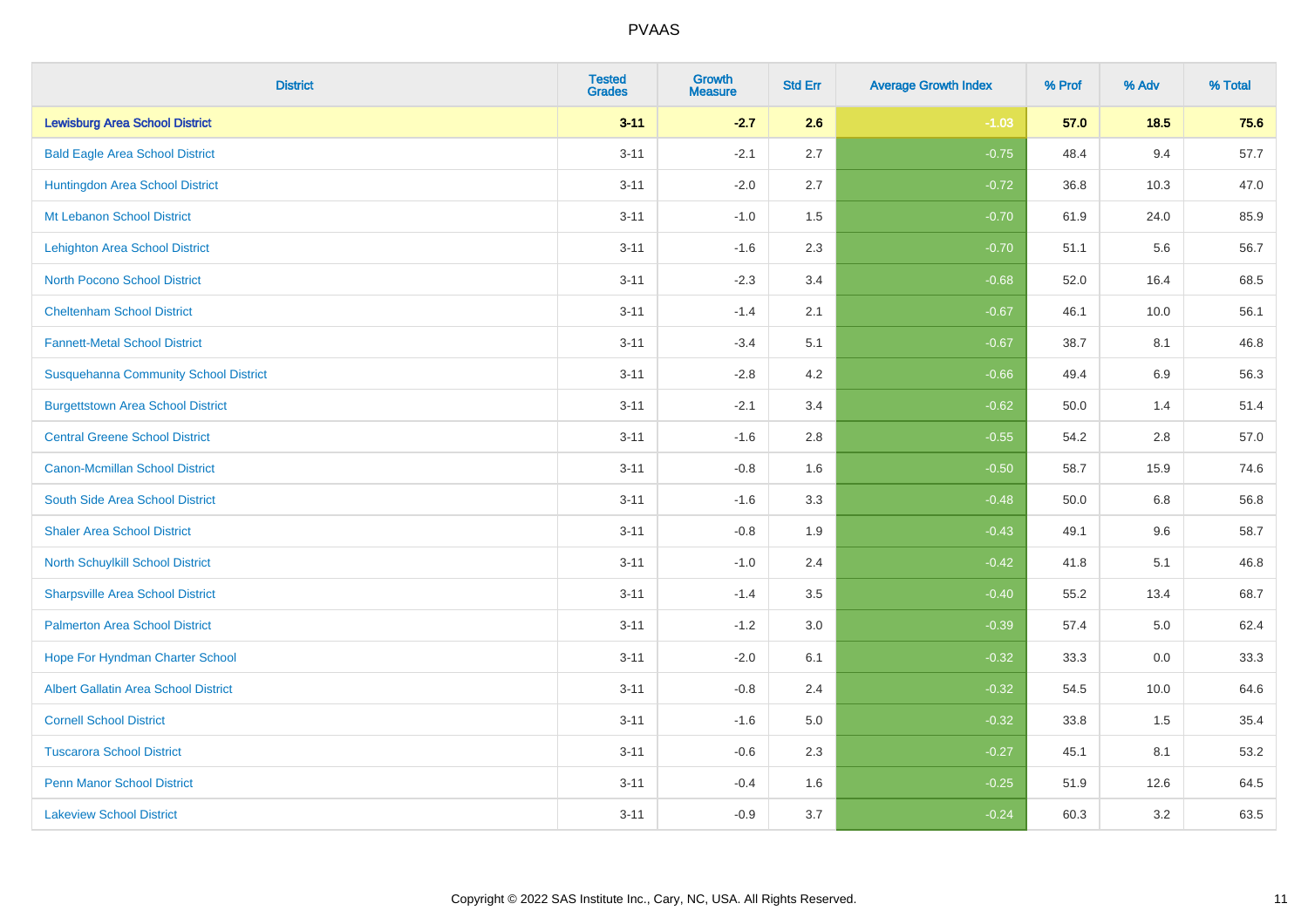# PVAAS

| District | Tested Grades | Growth Measure | Std Err | Average Growth Index | % Prof | % Adv | % Total |
|---|---|---|---|---|---|---|---|
| **Lewisburg Area School District** | **3-11** | **-2.7** | **2.6** | **-1.03** | **57.0** | **18.5** | **75.6** |
| Bald Eagle Area School District | 3-11 | -2.1 | 2.7 | -0.75 | 48.4 | 9.4 | 57.7 |
| Huntingdon Area School District | 3-11 | -2.0 | 2.7 | -0.72 | 36.8 | 10.3 | 47.0 |
| Mt Lebanon School District | 3-11 | -1.0 | 1.5 | -0.70 | 61.9 | 24.0 | 85.9 |
| Lehighton Area School District | 3-11 | -1.6 | 2.3 | -0.70 | 51.1 | 5.6 | 56.7 |
| North Pocono School District | 3-11 | -2.3 | 3.4 | -0.68 | 52.0 | 16.4 | 68.5 |
| Cheltenham School District | 3-11 | -1.4 | 2.1 | -0.67 | 46.1 | 10.0 | 56.1 |
| Fannett-Metal School District | 3-11 | -3.4 | 5.1 | -0.67 | 38.7 | 8.1 | 46.8 |
| Susquehanna Community School District | 3-11 | -2.8 | 4.2 | -0.66 | 49.4 | 6.9 | 56.3 |
| Burgettstown Area School District | 3-11 | -2.1 | 3.4 | -0.62 | 50.0 | 1.4 | 51.4 |
| Central Greene School District | 3-11 | -1.6 | 2.8 | -0.55 | 54.2 | 2.8 | 57.0 |
| Canon-Mcmillan School District | 3-11 | -0.8 | 1.6 | -0.50 | 58.7 | 15.9 | 74.6 |
| South Side Area School District | 3-11 | -1.6 | 3.3 | -0.48 | 50.0 | 6.8 | 56.8 |
| Shaler Area School District | 3-11 | -0.8 | 1.9 | -0.43 | 49.1 | 9.6 | 58.7 |
| North Schuylkill School District | 3-11 | -1.0 | 2.4 | -0.42 | 41.8 | 5.1 | 46.8 |
| Sharpsville Area School District | 3-11 | -1.4 | 3.5 | -0.40 | 55.2 | 13.4 | 68.7 |
| Palmerton Area School District | 3-11 | -1.2 | 3.0 | -0.39 | 57.4 | 5.0 | 62.4 |
| Hope For Hyndman Charter School | 3-11 | -2.0 | 6.1 | -0.32 | 33.3 | 0.0 | 33.3 |
| Albert Gallatin Area School District | 3-11 | -0.8 | 2.4 | -0.32 | 54.5 | 10.0 | 64.6 |
| Cornell School District | 3-11 | -1.6 | 5.0 | -0.32 | 33.8 | 1.5 | 35.4 |
| Tuscarora School District | 3-11 | -0.6 | 2.3 | -0.27 | 45.1 | 8.1 | 53.2 |
| Penn Manor School District | 3-11 | -0.4 | 1.6 | -0.25 | 51.9 | 12.6 | 64.5 |
| Lakeview School District | 3-11 | -0.9 | 3.7 | -0.24 | 60.3 | 3.2 | 63.5 |

Copyright © 2022 SAS Institute Inc., Cary, NC, USA. All Rights Reserved.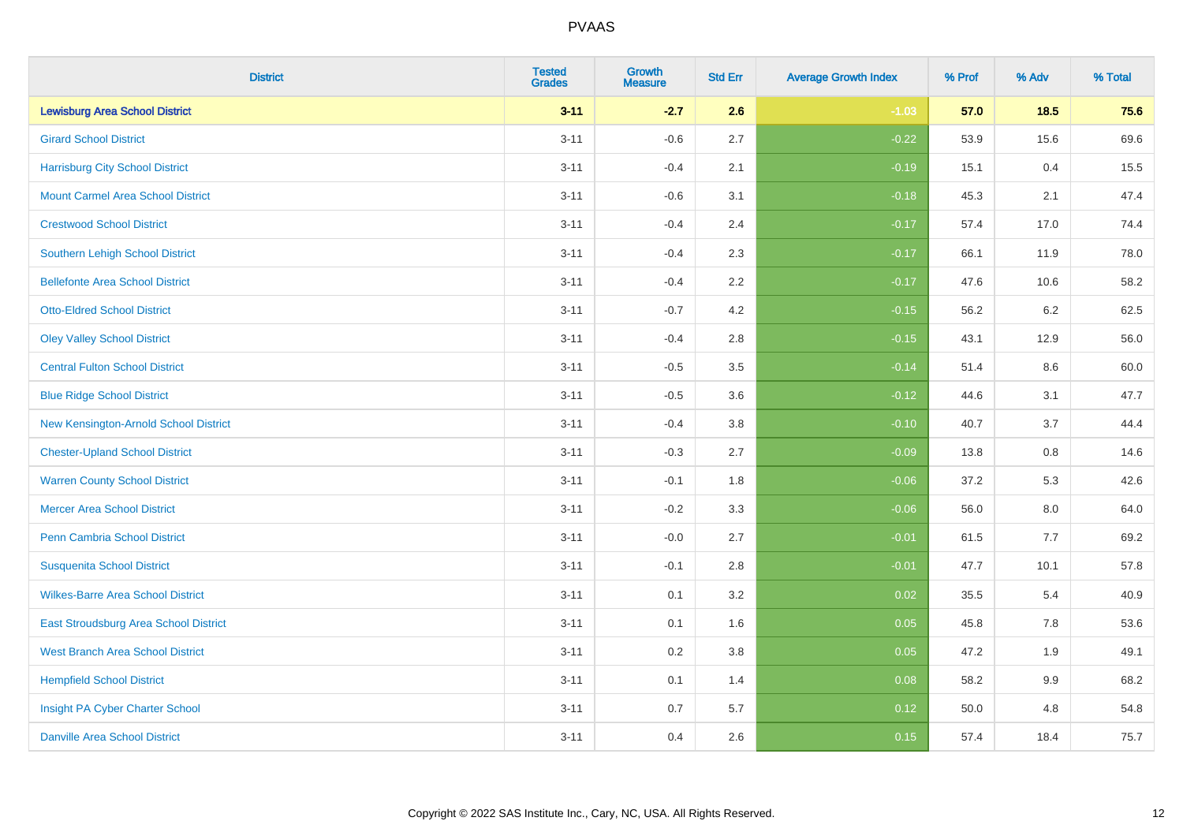| District | Tested Grades | Growth Measure | Std Err | Average Growth Index | % Prof | % Adv | % Total |
|---|---|---|---|---|---|---|---|
| **Lewisburg Area School District** | **3-11** | **-2.7** | **2.6** | **-1.03** | **57.0** | **18.5** | **75.6** |
| Girard School District | 3-11 | -0.6 | 2.7 | -0.22 | 53.9 | 15.6 | 69.6 |
| Harrisburg City School District | 3-11 | -0.4 | 2.1 | -0.19 | 15.1 | 0.4 | 15.5 |
| Mount Carmel Area School District | 3-11 | -0.6 | 3.1 | -0.18 | 45.3 | 2.1 | 47.4 |
| Crestwood School District | 3-11 | -0.4 | 2.4 | -0.17 | 57.4 | 17.0 | 74.4 |
| Southern Lehigh School District | 3-11 | -0.4 | 2.3 | -0.17 | 66.1 | 11.9 | 78.0 |
| Bellefonte Area School District | 3-11 | -0.4 | 2.2 | -0.17 | 47.6 | 10.6 | 58.2 |
| Otto-Eldred School District | 3-11 | -0.7 | 4.2 | -0.15 | 56.2 | 6.2 | 62.5 |
| Oley Valley School District | 3-11 | -0.4 | 2.8 | -0.15 | 43.1 | 12.9 | 56.0 |
| Central Fulton School District | 3-11 | -0.5 | 3.5 | -0.14 | 51.4 | 8.6 | 60.0 |
| Blue Ridge School District | 3-11 | -0.5 | 3.6 | -0.12 | 44.6 | 3.1 | 47.7 |
| New Kensington-Arnold School District | 3-11 | -0.4 | 3.8 | -0.10 | 40.7 | 3.7 | 44.4 |
| Chester-Upland School District | 3-11 | -0.3 | 2.7 | -0.09 | 13.8 | 0.8 | 14.6 |
| Warren County School District | 3-11 | -0.1 | 1.8 | -0.06 | 37.2 | 5.3 | 42.6 |
| Mercer Area School District | 3-11 | -0.2 | 3.3 | -0.06 | 56.0 | 8.0 | 64.0 |
| Penn Cambria School District | 3-11 | -0.0 | 2.7 | -0.01 | 61.5 | 7.7 | 69.2 |
| Susquenita School District | 3-11 | -0.1 | 2.8 | -0.01 | 47.7 | 10.1 | 57.8 |
| Wilkes-Barre Area School District | 3-11 | 0.1 | 3.2 | 0.02 | 35.5 | 5.4 | 40.9 |
| East Stroudsburg Area School District | 3-11 | 0.1 | 1.6 | 0.05 | 45.8 | 7.8 | 53.6 |
| West Branch Area School District | 3-11 | 0.2 | 3.8 | 0.05 | 47.2 | 1.9 | 49.1 |
| Hempfield School District | 3-11 | 0.1 | 1.4 | 0.08 | 58.2 | 9.9 | 68.2 |
| Insight PA Cyber Charter School | 3-11 | 0.7 | 5.7 | 0.12 | 50.0 | 4.8 | 54.8 |
| Danville Area School District | 3-11 | 0.4 | 2.6 | 0.15 | 57.4 | 18.4 | 75.7 |

Copyright © 2022 SAS Institute Inc., Cary, NC, USA. All Rights Reserved.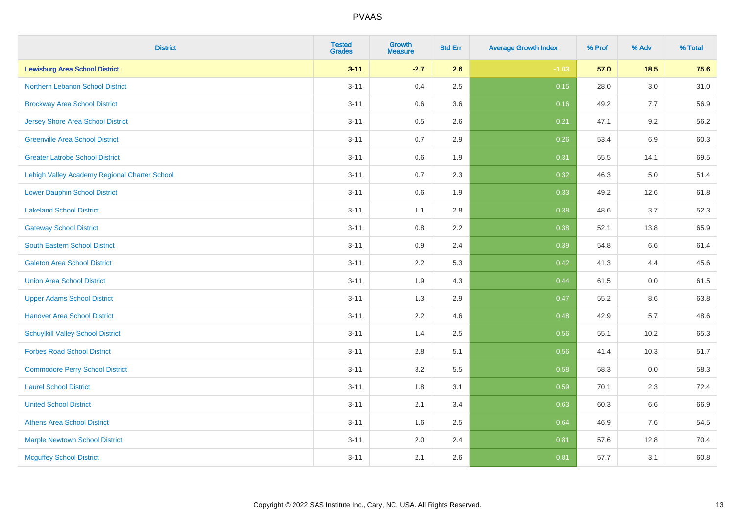| District | Tested Grades | Growth Measure | Std Err | Average Growth Index | % Prof | % Adv | % Total |
|---|---|---|---|---|---|---|---|
| **Lewisburg Area School District** | **3-11** | **-2.7** | **2.6** | **-1.03** | **57.0** | **18.5** | **75.6** |
| Northern Lebanon School District | 3-11 | 0.4 | 2.5 | 0.15 | 28.0 | 3.0 | 31.0 |
| Brockway Area School District | 3-11 | 0.6 | 3.6 | 0.16 | 49.2 | 7.7 | 56.9 |
| Jersey Shore Area School District | 3-11 | 0.5 | 2.6 | 0.21 | 47.1 | 9.2 | 56.2 |
| Greenville Area School District | 3-11 | 0.7 | 2.9 | 0.26 | 53.4 | 6.9 | 60.3 |
| Greater Latrobe School District | 3-11 | 0.6 | 1.9 | 0.31 | 55.5 | 14.1 | 69.5 |
| Lehigh Valley Academy Regional Charter School | 3-11 | 0.7 | 2.3 | 0.32 | 46.3 | 5.0 | 51.4 |
| Lower Dauphin School District | 3-11 | 0.6 | 1.9 | 0.33 | 49.2 | 12.6 | 61.8 |
| Lakeland School District | 3-11 | 1.1 | 2.8 | 0.38 | 48.6 | 3.7 | 52.3 |
| Gateway School District | 3-11 | 0.8 | 2.2 | 0.38 | 52.1 | 13.8 | 65.9 |
| South Eastern School District | 3-11 | 0.9 | 2.4 | 0.39 | 54.8 | 6.6 | 61.4 |
| Galeton Area School District | 3-11 | 2.2 | 5.3 | 0.42 | 41.3 | 4.4 | 45.6 |
| Union Area School District | 3-11 | 1.9 | 4.3 | 0.44 | 61.5 | 0.0 | 61.5 |
| Upper Adams School District | 3-11 | 1.3 | 2.9 | 0.47 | 55.2 | 8.6 | 63.8 |
| Hanover Area School District | 3-11 | 2.2 | 4.6 | 0.48 | 42.9 | 5.7 | 48.6 |
| Schuylkill Valley School District | 3-11 | 1.4 | 2.5 | 0.56 | 55.1 | 10.2 | 65.3 |
| Forbes Road School District | 3-11 | 2.8 | 5.1 | 0.56 | 41.4 | 10.3 | 51.7 |
| Commodore Perry School District | 3-11 | 3.2 | 5.5 | 0.58 | 58.3 | 0.0 | 58.3 |
| Laurel School District | 3-11 | 1.8 | 3.1 | 0.59 | 70.1 | 2.3 | 72.4 |
| United School District | 3-11 | 2.1 | 3.4 | 0.63 | 60.3 | 6.6 | 66.9 |
| Athens Area School District | 3-11 | 1.6 | 2.5 | 0.64 | 46.9 | 7.6 | 54.5 |
| Marple Newtown School District | 3-11 | 2.0 | 2.4 | 0.81 | 57.6 | 12.8 | 70.4 |
| Mcguffey School District | 3-11 | 2.1 | 2.6 | 0.81 | 57.7 | 3.1 | 60.8 |

Copyright © 2022 SAS Institute Inc., Cary, NC, USA. All Rights Reserved.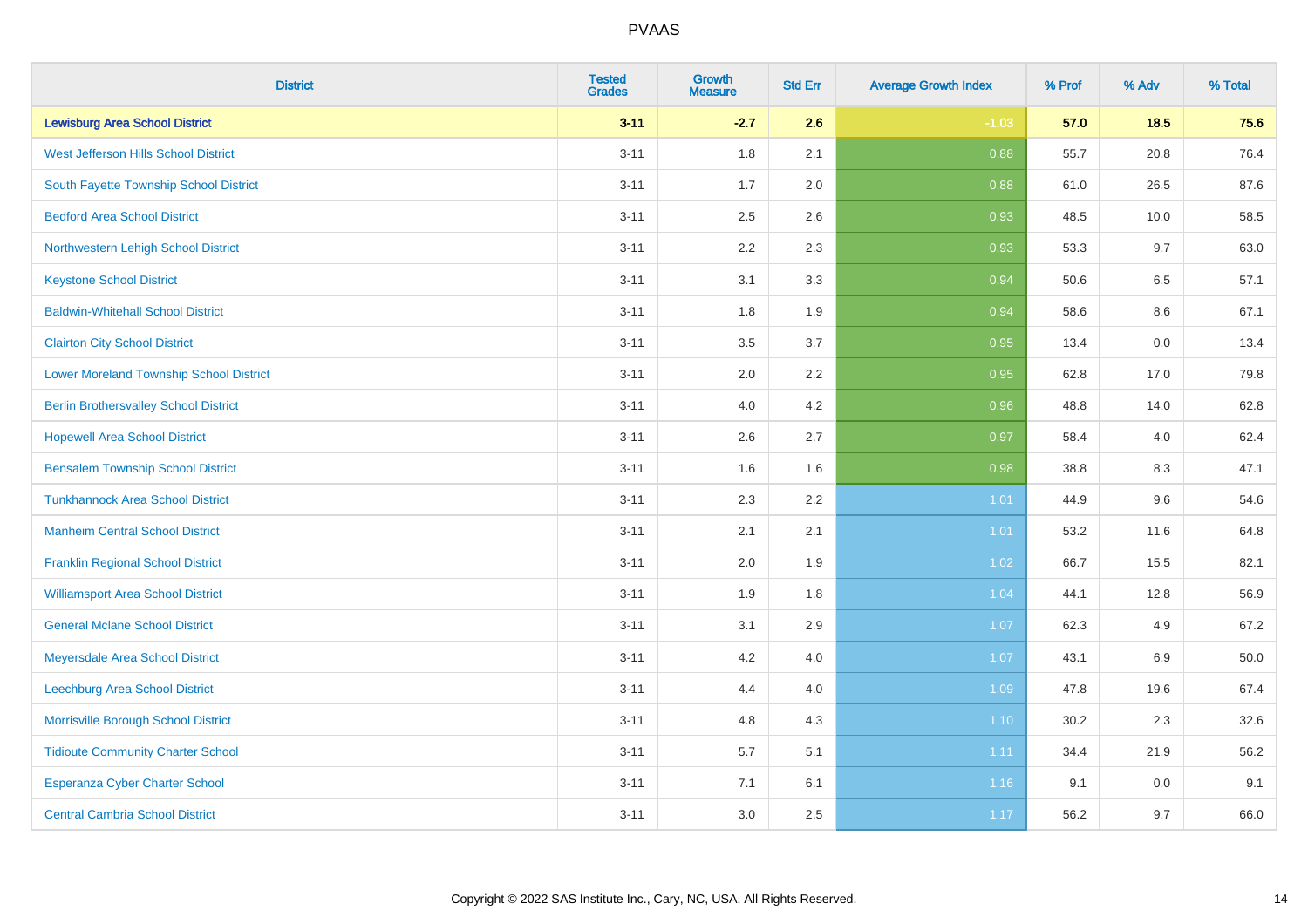PVAAS

| District | Tested Grades | Growth Measure | Std Err | Average Growth Index | % Prof | % Adv | % Total |
|---|---|---|---|---|---|---|---|
| **Lewisburg Area School District** | **3-11** | **-2.7** | **2.6** | **-1.03** | **57.0** | **18.5** | **75.6** |
| West Jefferson Hills School District | 3-11 | 1.8 | 2.1 | 0.88 | 55.7 | 20.8 | 76.4 |
| South Fayette Township School District | 3-11 | 1.7 | 2.0 | 0.88 | 61.0 | 26.5 | 87.6 |
| Bedford Area School District | 3-11 | 2.5 | 2.6 | 0.93 | 48.5 | 10.0 | 58.5 |
| Northwestern Lehigh School District | 3-11 | 2.2 | 2.3 | 0.93 | 53.3 | 9.7 | 63.0 |
| Keystone School District | 3-11 | 3.1 | 3.3 | 0.94 | 50.6 | 6.5 | 57.1 |
| Baldwin-Whitehall School District | 3-11 | 1.8 | 1.9 | 0.94 | 58.6 | 8.6 | 67.1 |
| Clairton City School District | 3-11 | 3.5 | 3.7 | 0.95 | 13.4 | 0.0 | 13.4 |
| Lower Moreland Township School District | 3-11 | 2.0 | 2.2 | 0.95 | 62.8 | 17.0 | 79.8 |
| Berlin Brothersvalley School District | 3-11 | 4.0 | 4.2 | 0.96 | 48.8 | 14.0 | 62.8 |
| Hopewell Area School District | 3-11 | 2.6 | 2.7 | 0.97 | 58.4 | 4.0 | 62.4 |
| Bensalem Township School District | 3-11 | 1.6 | 1.6 | 0.98 | 38.8 | 8.3 | 47.1 |
| Tunkhannock Area School District | 3-11 | 2.3 | 2.2 | 1.01 | 44.9 | 9.6 | 54.6 |
| Manheim Central School District | 3-11 | 2.1 | 2.1 | 1.01 | 53.2 | 11.6 | 64.8 |
| Franklin Regional School District | 3-11 | 2.0 | 1.9 | 1.02 | 66.7 | 15.5 | 82.1 |
| Williamsport Area School District | 3-11 | 1.9 | 1.8 | 1.04 | 44.1 | 12.8 | 56.9 |
| General Mclane School District | 3-11 | 3.1 | 2.9 | 1.07 | 62.3 | 4.9 | 67.2 |
| Meyersdale Area School District | 3-11 | 4.2 | 4.0 | 1.07 | 43.1 | 6.9 | 50.0 |
| Leechburg Area School District | 3-11 | 4.4 | 4.0 | 1.09 | 47.8 | 19.6 | 67.4 |
| Morrisville Borough School District | 3-11 | 4.8 | 4.3 | 1.10 | 30.2 | 2.3 | 32.6 |
| Tidioute Community Charter School | 3-11 | 5.7 | 5.1 | 1.11 | 34.4 | 21.9 | 56.2 |
| Esperanza Cyber Charter School | 3-11 | 7.1 | 6.1 | 1.16 | 9.1 | 0.0 | 9.1 |
| Central Cambria School District | 3-11 | 3.0 | 2.5 | 1.17 | 56.2 | 9.7 | 66.0 |

Copyright © 2022 SAS Institute Inc., Cary, NC, USA. All Rights Reserved.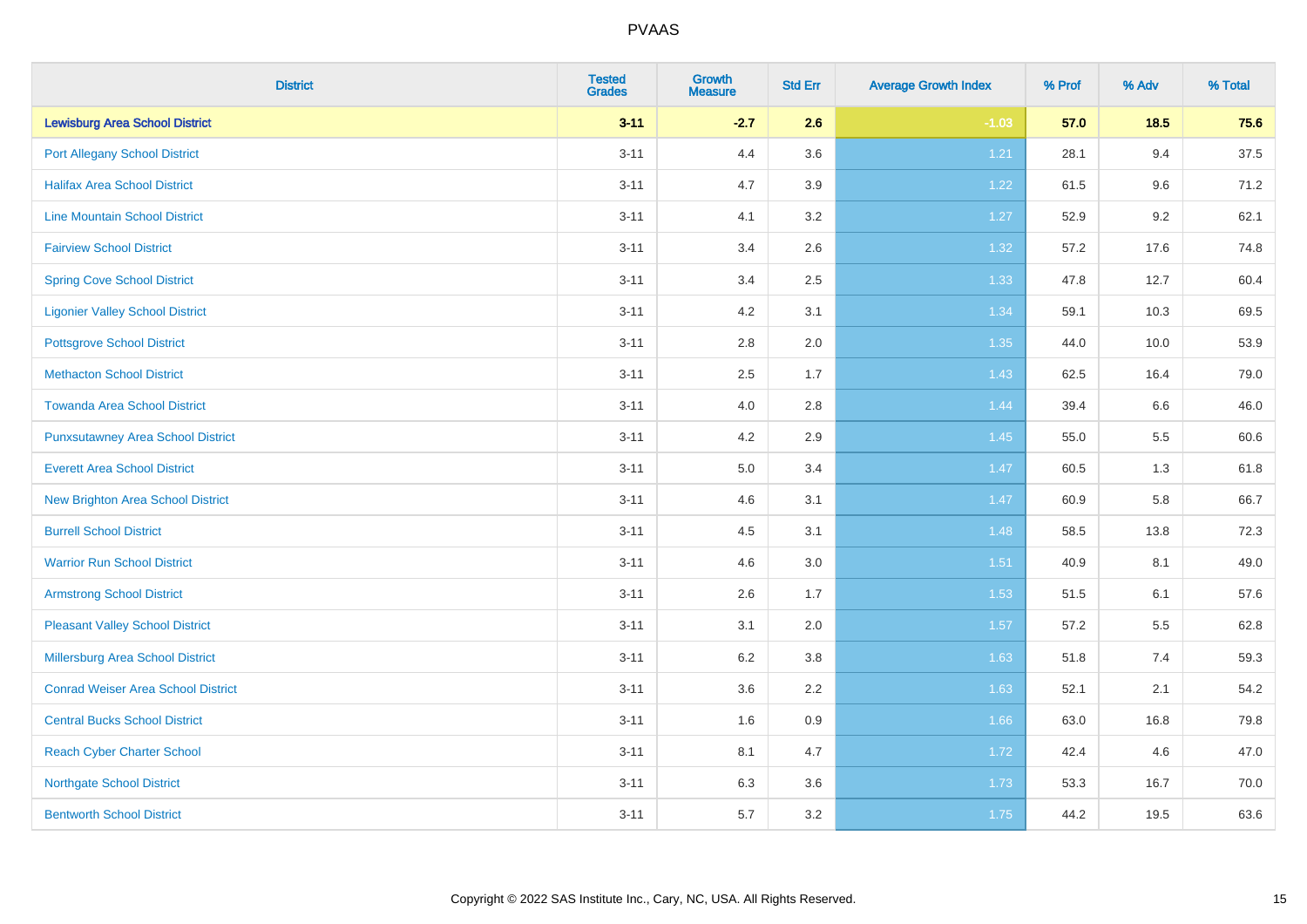| District | Tested Grades | Growth Measure | Std Err | Average Growth Index | % Prof | % Adv | % Total |
|---|---|---|---|---|---|---|---|
| **Lewisburg Area School District** | **3-11** | **-2.7** | **2.6** | **-1.03** | **57.0** | **18.5** | **75.6** |
| Port Allegany School District | 3-11 | 4.4 | 3.6 | 1.21 | 28.1 | 9.4 | 37.5 |
| Halifax Area School District | 3-11 | 4.7 | 3.9 | 1.22 | 61.5 | 9.6 | 71.2 |
| Line Mountain School District | 3-11 | 4.1 | 3.2 | 1.27 | 52.9 | 9.2 | 62.1 |
| Fairview School District | 3-11 | 3.4 | 2.6 | 1.32 | 57.2 | 17.6 | 74.8 |
| Spring Cove School District | 3-11 | 3.4 | 2.5 | 1.33 | 47.8 | 12.7 | 60.4 |
| Ligonier Valley School District | 3-11 | 4.2 | 3.1 | 1.34 | 59.1 | 10.3 | 69.5 |
| Pottsgrove School District | 3-11 | 2.8 | 2.0 | 1.35 | 44.0 | 10.0 | 53.9 |
| Methacton School District | 3-11 | 2.5 | 1.7 | 1.43 | 62.5 | 16.4 | 79.0 |
| Towanda Area School District | 3-11 | 4.0 | 2.8 | 1.44 | 39.4 | 6.6 | 46.0 |
| Punxsutawney Area School District | 3-11 | 4.2 | 2.9 | 1.45 | 55.0 | 5.5 | 60.6 |
| Everett Area School District | 3-11 | 5.0 | 3.4 | 1.47 | 60.5 | 1.3 | 61.8 |
| New Brighton Area School District | 3-11 | 4.6 | 3.1 | 1.47 | 60.9 | 5.8 | 66.7 |
| Burrell School District | 3-11 | 4.5 | 3.1 | 1.48 | 58.5 | 13.8 | 72.3 |
| Warrior Run School District | 3-11 | 4.6 | 3.0 | 1.51 | 40.9 | 8.1 | 49.0 |
| Armstrong School District | 3-11 | 2.6 | 1.7 | 1.53 | 51.5 | 6.1 | 57.6 |
| Pleasant Valley School District | 3-11 | 3.1 | 2.0 | 1.57 | 57.2 | 5.5 | 62.8 |
| Millersburg Area School District | 3-11 | 6.2 | 3.8 | 1.63 | 51.8 | 7.4 | 59.3 |
| Conrad Weiser Area School District | 3-11 | 3.6 | 2.2 | 1.63 | 52.1 | 2.1 | 54.2 |
| Central Bucks School District | 3-11 | 1.6 | 0.9 | 1.66 | 63.0 | 16.8 | 79.8 |
| Reach Cyber Charter School | 3-11 | 8.1 | 4.7 | 1.72 | 42.4 | 4.6 | 47.0 |
| Northgate School District | 3-11 | 6.3 | 3.6 | 1.73 | 53.3 | 16.7 | 70.0 |
| Bentworth School District | 3-11 | 5.7 | 3.2 | 1.75 | 44.2 | 19.5 | 63.6 |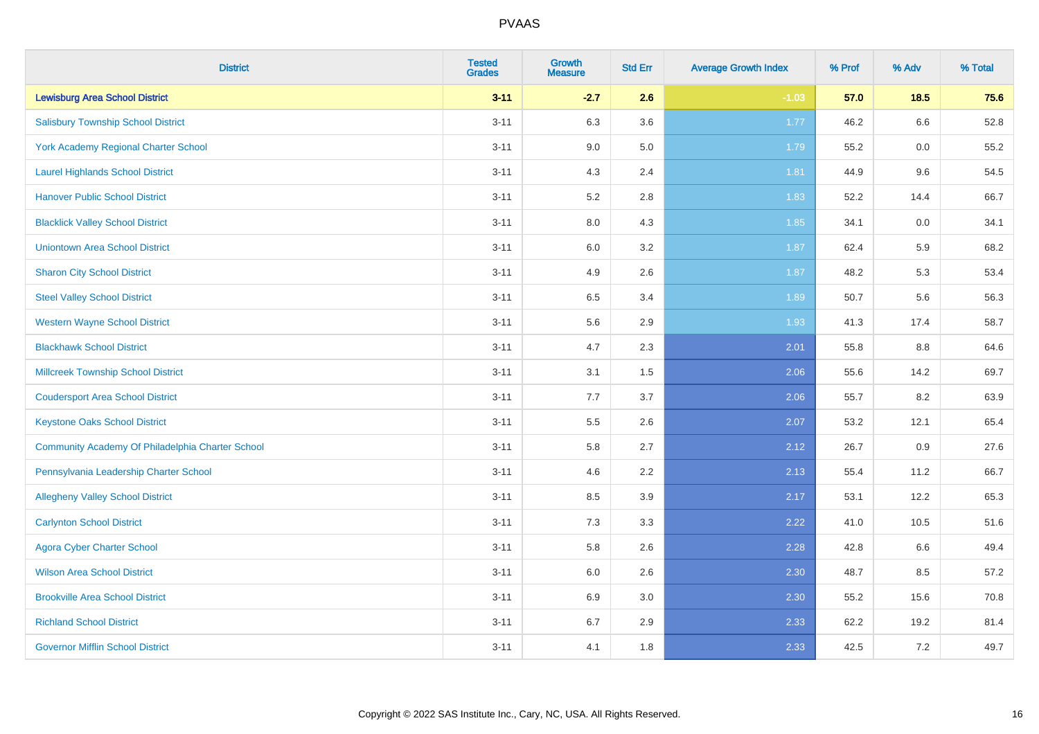| District | Tested Grades | Growth Measure | Std Err | Average Growth Index | % Prof | % Adv | % Total |
|---|---|---|---|---|---|---|---|
| **Lewisburg Area School District** | **3-11** | **-2.7** | **2.6** | **-1.03** | **57.0** | **18.5** | **75.6** |
| Salisbury Township School District | 3-11 | 6.3 | 3.6 | 1.77 | 46.2 | 6.6 | 52.8 |
| York Academy Regional Charter School | 3-11 | 9.0 | 5.0 | 1.79 | 55.2 | 0.0 | 55.2 |
| Laurel Highlands School District | 3-11 | 4.3 | 2.4 | 1.81 | 44.9 | 9.6 | 54.5 |
| Hanover Public School District | 3-11 | 5.2 | 2.8 | 1.83 | 52.2 | 14.4 | 66.7 |
| Blacklick Valley School District | 3-11 | 8.0 | 4.3 | 1.85 | 34.1 | 0.0 | 34.1 |
| Uniontown Area School District | 3-11 | 6.0 | 3.2 | 1.87 | 62.4 | 5.9 | 68.2 |
| Sharon City School District | 3-11 | 4.9 | 2.6 | 1.87 | 48.2 | 5.3 | 53.4 |
| Steel Valley School District | 3-11 | 6.5 | 3.4 | 1.89 | 50.7 | 5.6 | 56.3 |
| Western Wayne School District | 3-11 | 5.6 | 2.9 | 1.93 | 41.3 | 17.4 | 58.7 |
| Blackhawk School District | 3-11 | 4.7 | 2.3 | 2.01 | 55.8 | 8.8 | 64.6 |
| Millcreek Township School District | 3-11 | 3.1 | 1.5 | 2.06 | 55.6 | 14.2 | 69.7 |
| Coudersport Area School District | 3-11 | 7.7 | 3.7 | 2.06 | 55.7 | 8.2 | 63.9 |
| Keystone Oaks School District | 3-11 | 5.5 | 2.6 | 2.07 | 53.2 | 12.1 | 65.4 |
| Community Academy Of Philadelphia Charter School | 3-11 | 5.8 | 2.7 | 2.12 | 26.7 | 0.9 | 27.6 |
| Pennsylvania Leadership Charter School | 3-11 | 4.6 | 2.2 | 2.13 | 55.4 | 11.2 | 66.7 |
| Allegheny Valley School District | 3-11 | 8.5 | 3.9 | 2.17 | 53.1 | 12.2 | 65.3 |
| Carlynton School District | 3-11 | 7.3 | 3.3 | 2.22 | 41.0 | 10.5 | 51.6 |
| Agora Cyber Charter School | 3-11 | 5.8 | 2.6 | 2.28 | 42.8 | 6.6 | 49.4 |
| Wilson Area School District | 3-11 | 6.0 | 2.6 | 2.30 | 48.7 | 8.5 | 57.2 |
| Brookville Area School District | 3-11 | 6.9 | 3.0 | 2.30 | 55.2 | 15.6 | 70.8 |
| Richland School District | 3-11 | 6.7 | 2.9 | 2.33 | 62.2 | 19.2 | 81.4 |
| Governor Mifflin School District | 3-11 | 4.1 | 1.8 | 2.33 | 42.5 | 7.2 | 49.7 |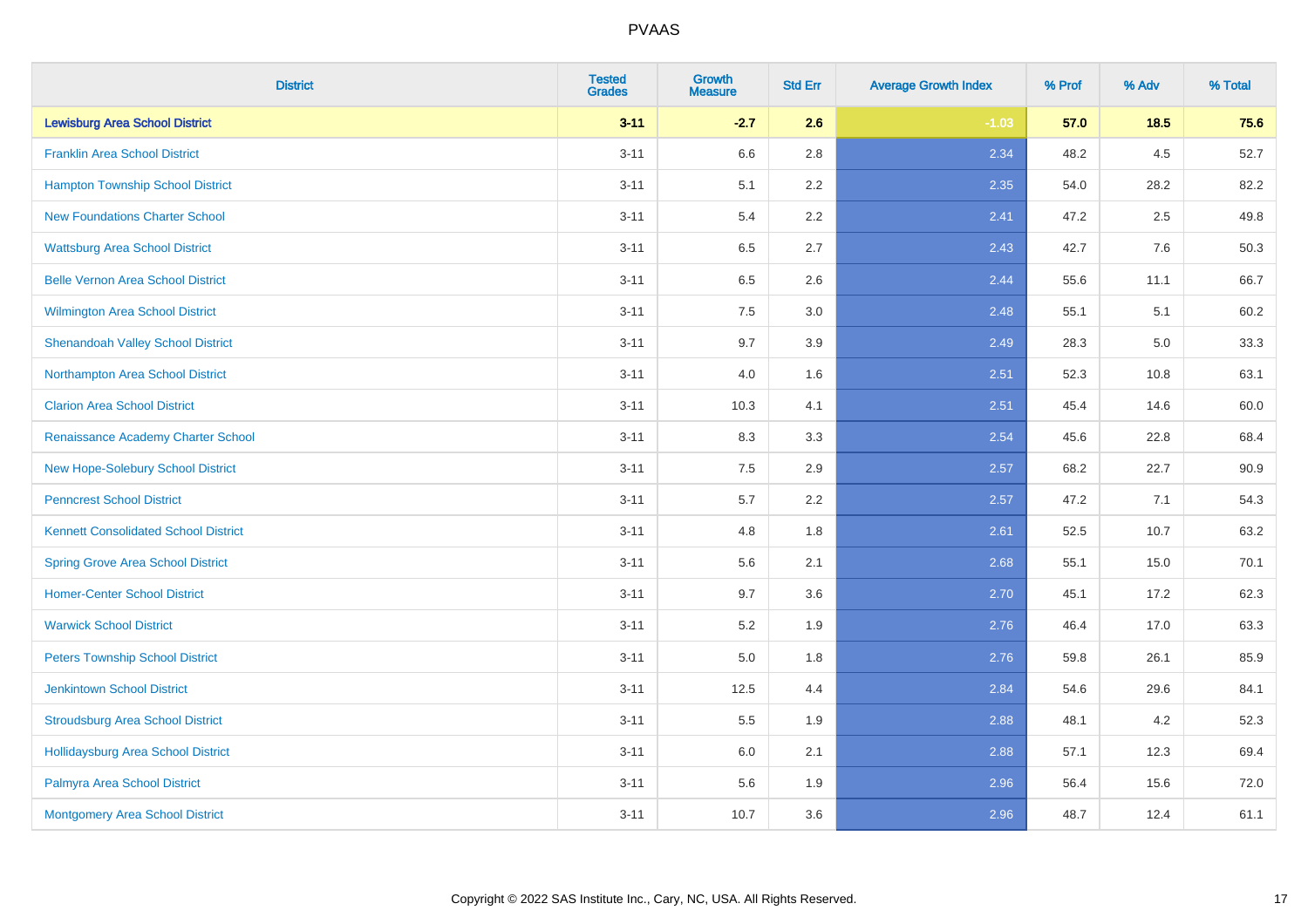# PVAAS

| District | Tested Grades | Growth Measure | Std Err | Average Growth Index | % Prof | % Adv | % Total |
|---|---|---|---|---|---|---|---|
| **Lewisburg Area School District** | **3-11** | **-2.7** | **2.6** | **-1.03** | **57.0** | **18.5** | **75.6** |
| Franklin Area School District | 3-11 | 6.6 | 2.8 | 2.34 | 48.2 | 4.5 | 52.7 |
| Hampton Township School District | 3-11 | 5.1 | 2.2 | 2.35 | 54.0 | 28.2 | 82.2 |
| New Foundations Charter School | 3-11 | 5.4 | 2.2 | 2.41 | 47.2 | 2.5 | 49.8 |
| Wattsburg Area School District | 3-11 | 6.5 | 2.7 | 2.43 | 42.7 | 7.6 | 50.3 |
| Belle Vernon Area School District | 3-11 | 6.5 | 2.6 | 2.44 | 55.6 | 11.1 | 66.7 |
| Wilmington Area School District | 3-11 | 7.5 | 3.0 | 2.48 | 55.1 | 5.1 | 60.2 |
| Shenandoah Valley School District | 3-11 | 9.7 | 3.9 | 2.49 | 28.3 | 5.0 | 33.3 |
| Northampton Area School District | 3-11 | 4.0 | 1.6 | 2.51 | 52.3 | 10.8 | 63.1 |
| Clarion Area School District | 3-11 | 10.3 | 4.1 | 2.51 | 45.4 | 14.6 | 60.0 |
| Renaissance Academy Charter School | 3-11 | 8.3 | 3.3 | 2.54 | 45.6 | 22.8 | 68.4 |
| New Hope-Solebury School District | 3-11 | 7.5 | 2.9 | 2.57 | 68.2 | 22.7 | 90.9 |
| Penncrest School District | 3-11 | 5.7 | 2.2 | 2.57 | 47.2 | 7.1 | 54.3 |
| Kennett Consolidated School District | 3-11 | 4.8 | 1.8 | 2.61 | 52.5 | 10.7 | 63.2 |
| Spring Grove Area School District | 3-11 | 5.6 | 2.1 | 2.68 | 55.1 | 15.0 | 70.1 |
| Homer-Center School District | 3-11 | 9.7 | 3.6 | 2.70 | 45.1 | 17.2 | 62.3 |
| Warwick School District | 3-11 | 5.2 | 1.9 | 2.76 | 46.4 | 17.0 | 63.3 |
| Peters Township School District | 3-11 | 5.0 | 1.8 | 2.76 | 59.8 | 26.1 | 85.9 |
| Jenkintown School District | 3-11 | 12.5 | 4.4 | 2.84 | 54.6 | 29.6 | 84.1 |
| Stroudsburg Area School District | 3-11 | 5.5 | 1.9 | 2.88 | 48.1 | 4.2 | 52.3 |
| Hollidaysburg Area School District | 3-11 | 6.0 | 2.1 | 2.88 | 57.1 | 12.3 | 69.4 |
| Palmyra Area School District | 3-11 | 5.6 | 1.9 | 2.96 | 56.4 | 15.6 | 72.0 |
| Montgomery Area School District | 3-11 | 10.7 | 3.6 | 2.96 | 48.7 | 12.4 | 61.1 |

Copyright © 2022 SAS Institute Inc., Cary, NC, USA. All Rights Reserved.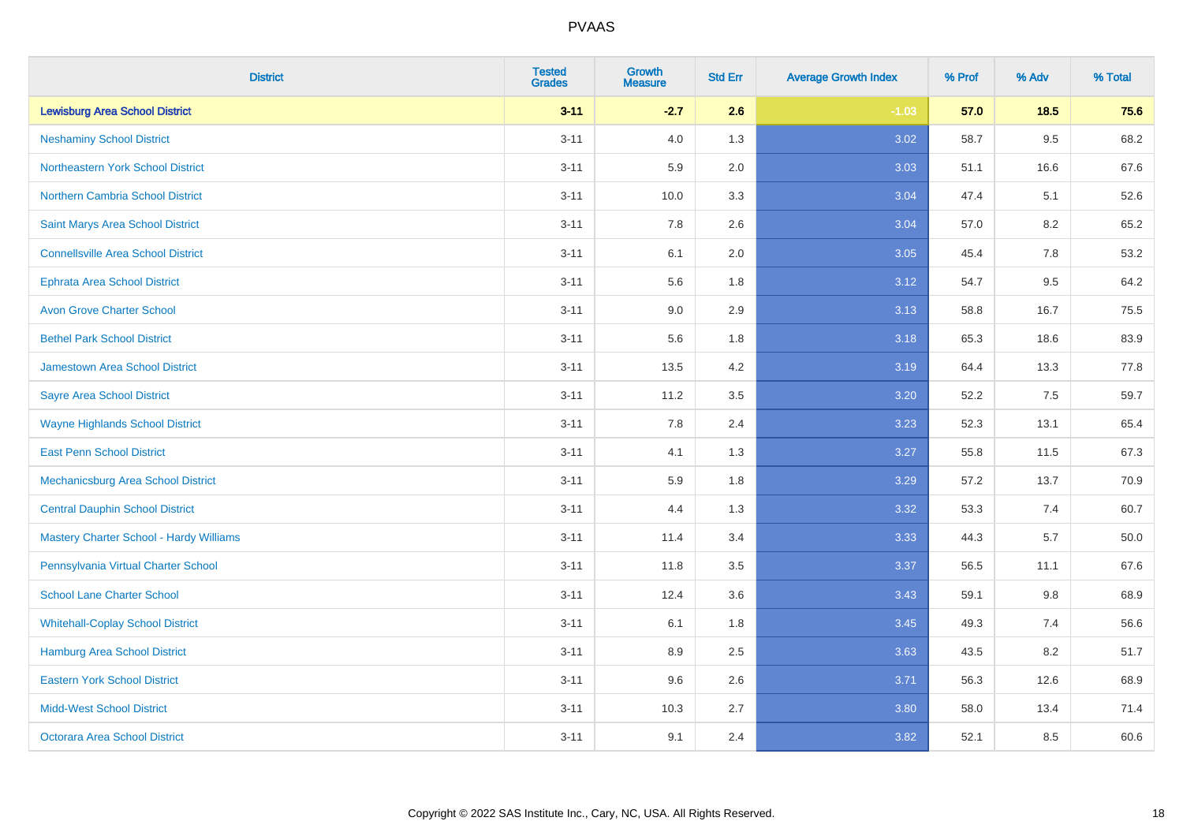| District | Tested Grades | Growth Measure | Std Err | Average Growth Index | % Prof | % Adv | % Total |
|---|---|---|---|---|---|---|---|
| **Lewisburg Area School District** | **3-11** | **-2.7** | **2.6** | **-1.03** | **57.0** | **18.5** | **75.6** |
| Neshaminy School District | 3-11 | 4.0 | 1.3 | 3.02 | 58.7 | 9.5 | 68.2 |
| Northeastern York School District | 3-11 | 5.9 | 2.0 | 3.03 | 51.1 | 16.6 | 67.6 |
| Northern Cambria School District | 3-11 | 10.0 | 3.3 | 3.04 | 47.4 | 5.1 | 52.6 |
| Saint Marys Area School District | 3-11 | 7.8 | 2.6 | 3.04 | 57.0 | 8.2 | 65.2 |
| Connellsville Area School District | 3-11 | 6.1 | 2.0 | 3.05 | 45.4 | 7.8 | 53.2 |
| Ephrata Area School District | 3-11 | 5.6 | 1.8 | 3.12 | 54.7 | 9.5 | 64.2 |
| Avon Grove Charter School | 3-11 | 9.0 | 2.9 | 3.13 | 58.8 | 16.7 | 75.5 |
| Bethel Park School District | 3-11 | 5.6 | 1.8 | 3.18 | 65.3 | 18.6 | 83.9 |
| Jamestown Area School District | 3-11 | 13.5 | 4.2 | 3.19 | 64.4 | 13.3 | 77.8 |
| Sayre Area School District | 3-11 | 11.2 | 3.5 | 3.20 | 52.2 | 7.5 | 59.7 |
| Wayne Highlands School District | 3-11 | 7.8 | 2.4 | 3.23 | 52.3 | 13.1 | 65.4 |
| East Penn School District | 3-11 | 4.1 | 1.3 | 3.27 | 55.8 | 11.5 | 67.3 |
| Mechanicsburg Area School District | 3-11 | 5.9 | 1.8 | 3.29 | 57.2 | 13.7 | 70.9 |
| Central Dauphin School District | 3-11 | 4.4 | 1.3 | 3.32 | 53.3 | 7.4 | 60.7 |
| Mastery Charter School - Hardy Williams | 3-11 | 11.4 | 3.4 | 3.33 | 44.3 | 5.7 | 50.0 |
| Pennsylvania Virtual Charter School | 3-11 | 11.8 | 3.5 | 3.37 | 56.5 | 11.1 | 67.6 |
| School Lane Charter School | 3-11 | 12.4 | 3.6 | 3.43 | 59.1 | 9.8 | 68.9 |
| Whitehall-Coplay School District | 3-11 | 6.1 | 1.8 | 3.45 | 49.3 | 7.4 | 56.6 |
| Hamburg Area School District | 3-11 | 8.9 | 2.5 | 3.63 | 43.5 | 8.2 | 51.7 |
| Eastern York School District | 3-11 | 9.6 | 2.6 | 3.71 | 56.3 | 12.6 | 68.9 |
| Midd-West School District | 3-11 | 10.3 | 2.7 | 3.80 | 58.0 | 13.4 | 71.4 |
| Octorara Area School District | 3-11 | 9.1 | 2.4 | 3.82 | 52.1 | 8.5 | 60.6 |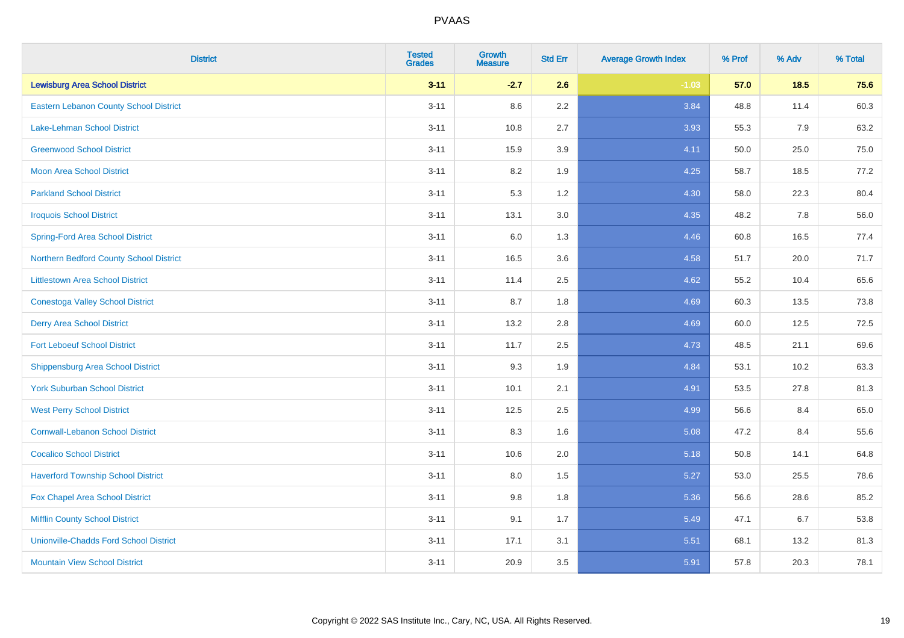| District | Tested Grades | Growth Measure | Std Err | Average Growth Index | % Prof | % Adv | % Total |
|---|---|---|---|---|---|---|---|
| **Lewisburg Area School District** | **3-11** | **-2.7** | **2.6** | **-1.03** | **57.0** | **18.5** | **75.6** |
| Eastern Lebanon County School District | 3-11 | 8.6 | 2.2 | 3.84 | 48.8 | 11.4 | 60.3 |
| Lake-Lehman School District | 3-11 | 10.8 | 2.7 | 3.93 | 55.3 | 7.9 | 63.2 |
| Greenwood School District | 3-11 | 15.9 | 3.9 | 4.11 | 50.0 | 25.0 | 75.0 |
| Moon Area School District | 3-11 | 8.2 | 1.9 | 4.25 | 58.7 | 18.5 | 77.2 |
| Parkland School District | 3-11 | 5.3 | 1.2 | 4.30 | 58.0 | 22.3 | 80.4 |
| Iroquois School District | 3-11 | 13.1 | 3.0 | 4.35 | 48.2 | 7.8 | 56.0 |
| Spring-Ford Area School District | 3-11 | 6.0 | 1.3 | 4.46 | 60.8 | 16.5 | 77.4 |
| Northern Bedford County School District | 3-11 | 16.5 | 3.6 | 4.58 | 51.7 | 20.0 | 71.7 |
| Littlestown Area School District | 3-11 | 11.4 | 2.5 | 4.62 | 55.2 | 10.4 | 65.6 |
| Conestoga Valley School District | 3-11 | 8.7 | 1.8 | 4.69 | 60.3 | 13.5 | 73.8 |
| Derry Area School District | 3-11 | 13.2 | 2.8 | 4.69 | 60.0 | 12.5 | 72.5 |
| Fort Leboeuf School District | 3-11 | 11.7 | 2.5 | 4.73 | 48.5 | 21.1 | 69.6 |
| Shippensburg Area School District | 3-11 | 9.3 | 1.9 | 4.84 | 53.1 | 10.2 | 63.3 |
| York Suburban School District | 3-11 | 10.1 | 2.1 | 4.91 | 53.5 | 27.8 | 81.3 |
| West Perry School District | 3-11 | 12.5 | 2.5 | 4.99 | 56.6 | 8.4 | 65.0 |
| Cornwall-Lebanon School District | 3-11 | 8.3 | 1.6 | 5.08 | 47.2 | 8.4 | 55.6 |
| Cocalico School District | 3-11 | 10.6 | 2.0 | 5.18 | 50.8 | 14.1 | 64.8 |
| Haverford Township School District | 3-11 | 8.0 | 1.5 | 5.27 | 53.0 | 25.5 | 78.6 |
| Fox Chapel Area School District | 3-11 | 9.8 | 1.8 | 5.36 | 56.6 | 28.6 | 85.2 |
| Mifflin County School District | 3-11 | 9.1 | 1.7 | 5.49 | 47.1 | 6.7 | 53.8 |
| Unionville-Chadds Ford School District | 3-11 | 17.1 | 3.1 | 5.51 | 68.1 | 13.2 | 81.3 |
| Mountain View School District | 3-11 | 20.9 | 3.5 | 5.91 | 57.8 | 20.3 | 78.1 |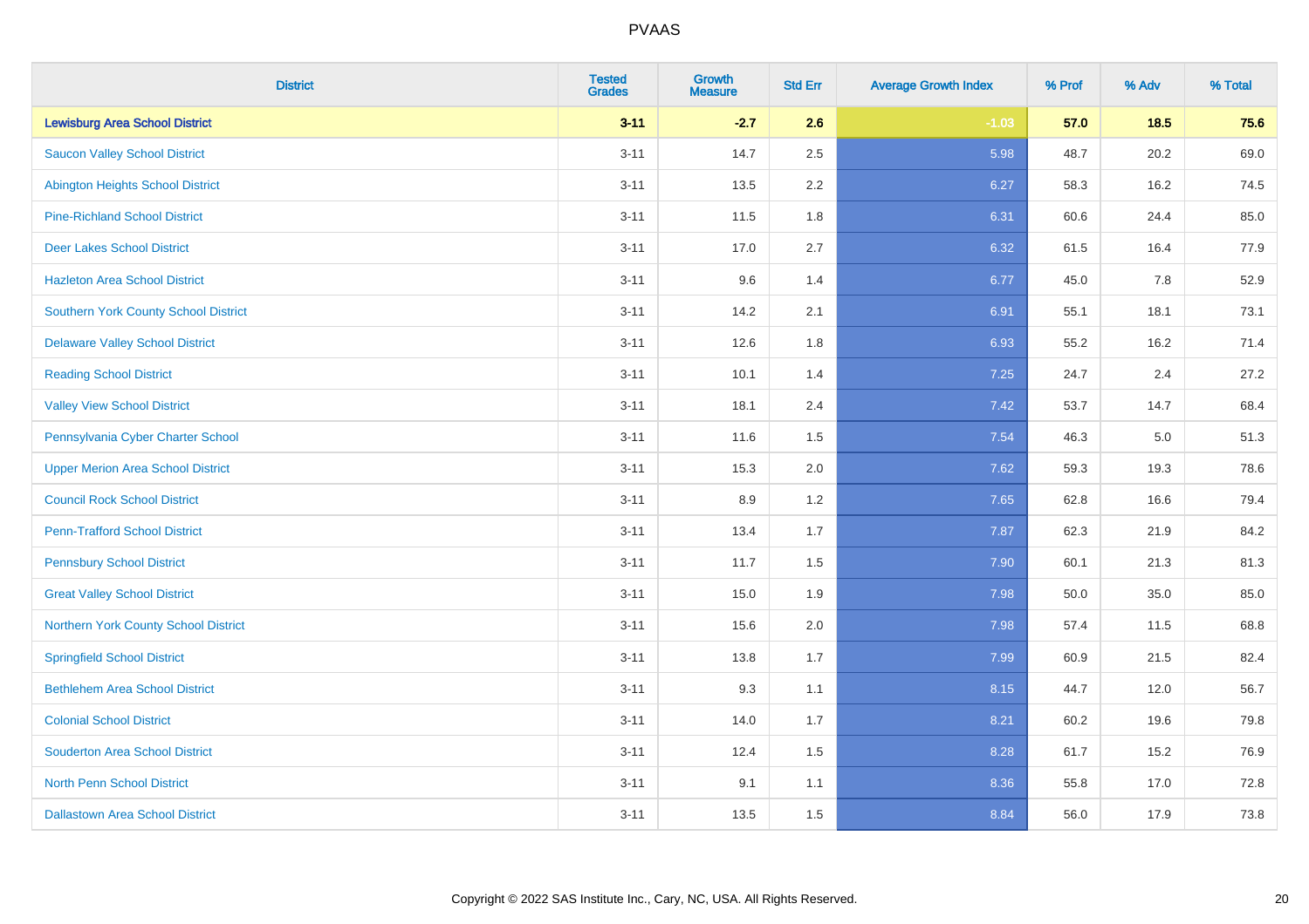# PVAAS

| District | Tested Grades | Growth Measure | Std Err | Average Growth Index | % Prof | % Adv | % Total |
|---|---|---|---|---|---|---|---|
| **Lewisburg Area School District** | **3-11** | **-2.7** | **2.6** | **-1.03** | **57.0** | **18.5** | **75.6** |
| Saucon Valley School District | 3-11 | 14.7 | 2.5 | 5.98 | 48.7 | 20.2 | 69.0 |
| Abington Heights School District | 3-11 | 13.5 | 2.2 | 6.27 | 58.3 | 16.2 | 74.5 |
| Pine-Richland School District | 3-11 | 11.5 | 1.8 | 6.31 | 60.6 | 24.4 | 85.0 |
| Deer Lakes School District | 3-11 | 17.0 | 2.7 | 6.32 | 61.5 | 16.4 | 77.9 |
| Hazleton Area School District | 3-11 | 9.6 | 1.4 | 6.77 | 45.0 | 7.8 | 52.9 |
| Southern York County School District | 3-11 | 14.2 | 2.1 | 6.91 | 55.1 | 18.1 | 73.1 |
| Delaware Valley School District | 3-11 | 12.6 | 1.8 | 6.93 | 55.2 | 16.2 | 71.4 |
| Reading School District | 3-11 | 10.1 | 1.4 | 7.25 | 24.7 | 2.4 | 27.2 |
| Valley View School District | 3-11 | 18.1 | 2.4 | 7.42 | 53.7 | 14.7 | 68.4 |
| Pennsylvania Cyber Charter School | 3-11 | 11.6 | 1.5 | 7.54 | 46.3 | 5.0 | 51.3 |
| Upper Merion Area School District | 3-11 | 15.3 | 2.0 | 7.62 | 59.3 | 19.3 | 78.6 |
| Council Rock School District | 3-11 | 8.9 | 1.2 | 7.65 | 62.8 | 16.6 | 79.4 |
| Penn-Trafford School District | 3-11 | 13.4 | 1.7 | 7.87 | 62.3 | 21.9 | 84.2 |
| Pennsbury School District | 3-11 | 11.7 | 1.5 | 7.90 | 60.1 | 21.3 | 81.3 |
| Great Valley School District | 3-11 | 15.0 | 1.9 | 7.98 | 50.0 | 35.0 | 85.0 |
| Northern York County School District | 3-11 | 15.6 | 2.0 | 7.98 | 57.4 | 11.5 | 68.8 |
| Springfield School District | 3-11 | 13.8 | 1.7 | 7.99 | 60.9 | 21.5 | 82.4 |
| Bethlehem Area School District | 3-11 | 9.3 | 1.1 | 8.15 | 44.7 | 12.0 | 56.7 |
| Colonial School District | 3-11 | 14.0 | 1.7 | 8.21 | 60.2 | 19.6 | 79.8 |
| Souderton Area School District | 3-11 | 12.4 | 1.5 | 8.28 | 61.7 | 15.2 | 76.9 |
| North Penn School District | 3-11 | 9.1 | 1.1 | 8.36 | 55.8 | 17.0 | 72.8 |
| Dallastown Area School District | 3-11 | 13.5 | 1.5 | 8.84 | 56.0 | 17.9 | 73.8 |

Copyright © 2022 SAS Institute Inc., Cary, NC, USA. All Rights Reserved.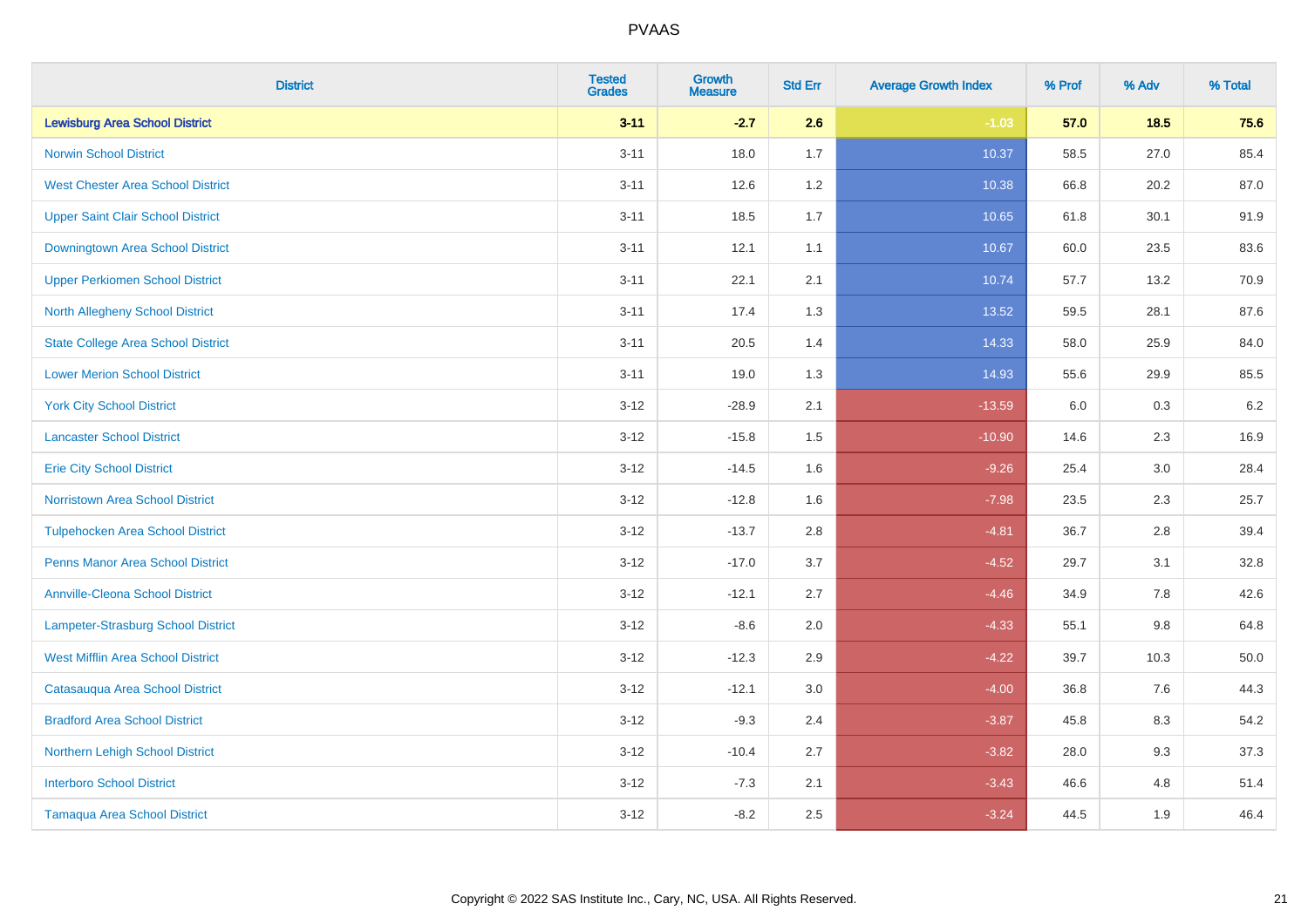| District | Tested Grades | Growth Measure | Std Err | Average Growth Index | % Prof | % Adv | % Total |
|---|---|---|---|---|---|---|---|
| **Lewisburg Area School District** | **3-11** | **-2.7** | **2.6** | **-1.03** | **57.0** | **18.5** | **75.6** |
| Norwin School District | 3-11 | 18.0 | 1.7 | 10.37 | 58.5 | 27.0 | 85.4 |
| West Chester Area School District | 3-11 | 12.6 | 1.2 | 10.38 | 66.8 | 20.2 | 87.0 |
| Upper Saint Clair School District | 3-11 | 18.5 | 1.7 | 10.65 | 61.8 | 30.1 | 91.9 |
| Downingtown Area School District | 3-11 | 12.1 | 1.1 | 10.67 | 60.0 | 23.5 | 83.6 |
| Upper Perkiomen School District | 3-11 | 22.1 | 2.1 | 10.74 | 57.7 | 13.2 | 70.9 |
| North Allegheny School District | 3-11 | 17.4 | 1.3 | 13.52 | 59.5 | 28.1 | 87.6 |
| State College Area School District | 3-11 | 20.5 | 1.4 | 14.33 | 58.0 | 25.9 | 84.0 |
| Lower Merion School District | 3-11 | 19.0 | 1.3 | 14.93 | 55.6 | 29.9 | 85.5 |
| York City School District | 3-12 | -28.9 | 2.1 | -13.59 | 6.0 | 0.3 | 6.2 |
| Lancaster School District | 3-12 | -15.8 | 1.5 | -10.90 | 14.6 | 2.3 | 16.9 |
| Erie City School District | 3-12 | -14.5 | 1.6 | -9.26 | 25.4 | 3.0 | 28.4 |
| Norristown Area School District | 3-12 | -12.8 | 1.6 | -7.98 | 23.5 | 2.3 | 25.7 |
| Tulpehocken Area School District | 3-12 | -13.7 | 2.8 | -4.81 | 36.7 | 2.8 | 39.4 |
| Penns Manor Area School District | 3-12 | -17.0 | 3.7 | -4.52 | 29.7 | 3.1 | 32.8 |
| Annville-Cleona School District | 3-12 | -12.1 | 2.7 | -4.46 | 34.9 | 7.8 | 42.6 |
| Lampeter-Strasburg School District | 3-12 | -8.6 | 2.0 | -4.33 | 55.1 | 9.8 | 64.8 |
| West Mifflin Area School District | 3-12 | -12.3 | 2.9 | -4.22 | 39.7 | 10.3 | 50.0 |
| Catasauqua Area School District | 3-12 | -12.1 | 3.0 | -4.00 | 36.8 | 7.6 | 44.3 |
| Bradford Area School District | 3-12 | -9.3 | 2.4 | -3.87 | 45.8 | 8.3 | 54.2 |
| Northern Lehigh School District | 3-12 | -10.4 | 2.7 | -3.82 | 28.0 | 9.3 | 37.3 |
| Interboro School District | 3-12 | -7.3 | 2.1 | -3.43 | 46.6 | 4.8 | 51.4 |
| Tamaqua Area School District | 3-12 | -8.2 | 2.5 | -3.24 | 44.5 | 1.9 | 46.4 |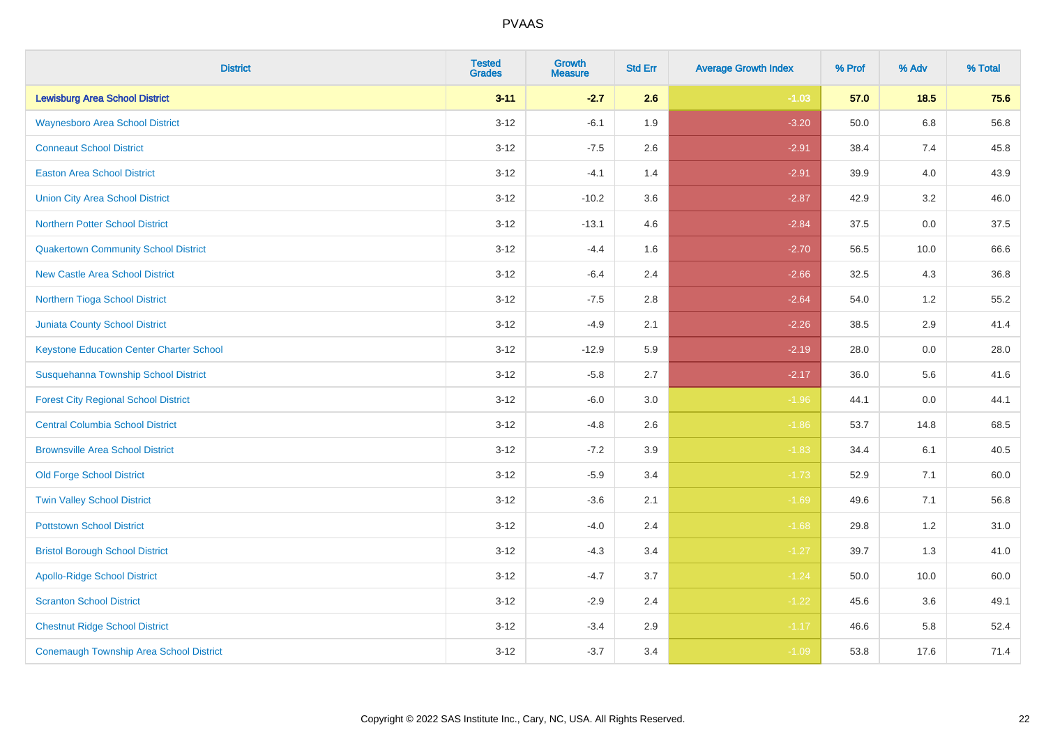| District | Tested Grades | Growth Measure | Std Err | Average Growth Index | % Prof | % Adv | % Total |
|---|---|---|---|---|---|---|---|
| **Lewisburg Area School District** | **3-11** | **-2.7** | **2.6** | **-1.03** | **57.0** | **18.5** | **75.6** |
| Waynesboro Area School District | 3-12 | -6.1 | 1.9 | -3.20 | 50.0 | 6.8 | 56.8 |
| Conneaut School District | 3-12 | -7.5 | 2.6 | -2.91 | 38.4 | 7.4 | 45.8 |
| Easton Area School District | 3-12 | -4.1 | 1.4 | -2.91 | 39.9 | 4.0 | 43.9 |
| Union City Area School District | 3-12 | -10.2 | 3.6 | -2.87 | 42.9 | 3.2 | 46.0 |
| Northern Potter School District | 3-12 | -13.1 | 4.6 | -2.84 | 37.5 | 0.0 | 37.5 |
| Quakertown Community School District | 3-12 | -4.4 | 1.6 | -2.70 | 56.5 | 10.0 | 66.6 |
| New Castle Area School District | 3-12 | -6.4 | 2.4 | -2.66 | 32.5 | 4.3 | 36.8 |
| Northern Tioga School District | 3-12 | -7.5 | 2.8 | -2.64 | 54.0 | 1.2 | 55.2 |
| Juniata County School District | 3-12 | -4.9 | 2.1 | -2.26 | 38.5 | 2.9 | 41.4 |
| Keystone Education Center Charter School | 3-12 | -12.9 | 5.9 | -2.19 | 28.0 | 0.0 | 28.0 |
| Susquehanna Township School District | 3-12 | -5.8 | 2.7 | -2.17 | 36.0 | 5.6 | 41.6 |
| Forest City Regional School District | 3-12 | -6.0 | 3.0 | -1.96 | 44.1 | 0.0 | 44.1 |
| Central Columbia School District | 3-12 | -4.8 | 2.6 | -1.86 | 53.7 | 14.8 | 68.5 |
| Brownsville Area School District | 3-12 | -7.2 | 3.9 | -1.83 | 34.4 | 6.1 | 40.5 |
| Old Forge School District | 3-12 | -5.9 | 3.4 | -1.73 | 52.9 | 7.1 | 60.0 |
| Twin Valley School District | 3-12 | -3.6 | 2.1 | -1.69 | 49.6 | 7.1 | 56.8 |
| Pottstown School District | 3-12 | -4.0 | 2.4 | -1.68 | 29.8 | 1.2 | 31.0 |
| Bristol Borough School District | 3-12 | -4.3 | 3.4 | -1.27 | 39.7 | 1.3 | 41.0 |
| Apollo-Ridge School District | 3-12 | -4.7 | 3.7 | -1.24 | 50.0 | 10.0 | 60.0 |
| Scranton School District | 3-12 | -2.9 | 2.4 | -1.22 | 45.6 | 3.6 | 49.1 |
| Chestnut Ridge School District | 3-12 | -3.4 | 2.9 | -1.17 | 46.6 | 5.8 | 52.4 |
| Conemaugh Township Area School District | 3-12 | -3.7 | 3.4 | -1.09 | 53.8 | 17.6 | 71.4 |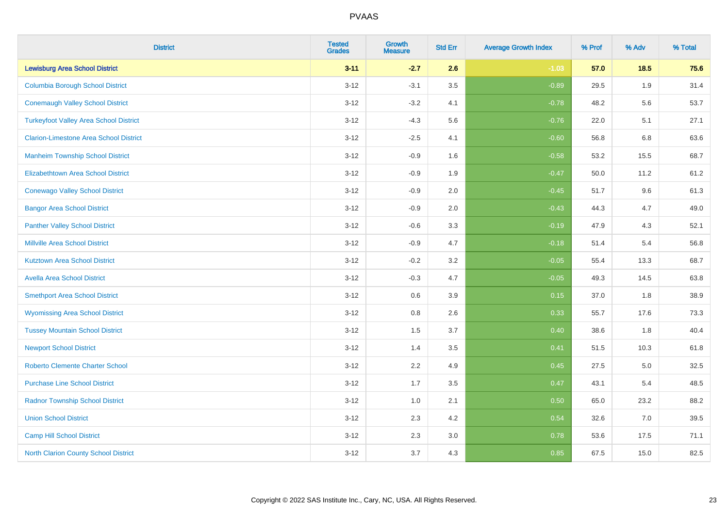# PVAAS

| District | Tested Grades | Growth Measure | Std Err | Average Growth Index | % Prof | % Adv | % Total |
|---|---|---|---|---|---|---|---|
| **Lewisburg Area School District** | **3-11** | **-2.7** | **2.6** | **-1.03** | **57.0** | **18.5** | **75.6** |
| Columbia Borough School District | 3-12 | -3.1 | 3.5 | -0.89 | 29.5 | 1.9 | 31.4 |
| Conemaugh Valley School District | 3-12 | -3.2 | 4.1 | -0.78 | 48.2 | 5.6 | 53.7 |
| Turkeyfoot Valley Area School District | 3-12 | -4.3 | 5.6 | -0.76 | 22.0 | 5.1 | 27.1 |
| Clarion-Limestone Area School District | 3-12 | -2.5 | 4.1 | -0.60 | 56.8 | 6.8 | 63.6 |
| Manheim Township School District | 3-12 | -0.9 | 1.6 | -0.58 | 53.2 | 15.5 | 68.7 |
| Elizabethtown Area School District | 3-12 | -0.9 | 1.9 | -0.47 | 50.0 | 11.2 | 61.2 |
| Conewago Valley School District | 3-12 | -0.9 | 2.0 | -0.45 | 51.7 | 9.6 | 61.3 |
| Bangor Area School District | 3-12 | -0.9 | 2.0 | -0.43 | 44.3 | 4.7 | 49.0 |
| Panther Valley School District | 3-12 | -0.6 | 3.3 | -0.19 | 47.9 | 4.3 | 52.1 |
| Millville Area School District | 3-12 | -0.9 | 4.7 | -0.18 | 51.4 | 5.4 | 56.8 |
| Kutztown Area School District | 3-12 | -0.2 | 3.2 | -0.05 | 55.4 | 13.3 | 68.7 |
| Avella Area School District | 3-12 | -0.3 | 4.7 | -0.05 | 49.3 | 14.5 | 63.8 |
| Smethport Area School District | 3-12 | 0.6 | 3.9 | 0.15 | 37.0 | 1.8 | 38.9 |
| Wyomissing Area School District | 3-12 | 0.8 | 2.6 | 0.33 | 55.7 | 17.6 | 73.3 |
| Tussey Mountain School District | 3-12 | 1.5 | 3.7 | 0.40 | 38.6 | 1.8 | 40.4 |
| Newport School District | 3-12 | 1.4 | 3.5 | 0.41 | 51.5 | 10.3 | 61.8 |
| Roberto Clemente Charter School | 3-12 | 2.2 | 4.9 | 0.45 | 27.5 | 5.0 | 32.5 |
| Purchase Line School District | 3-12 | 1.7 | 3.5 | 0.47 | 43.1 | 5.4 | 48.5 |
| Radnor Township School District | 3-12 | 1.0 | 2.1 | 0.50 | 65.0 | 23.2 | 88.2 |
| Union School District | 3-12 | 2.3 | 4.2 | 0.54 | 32.6 | 7.0 | 39.5 |
| Camp Hill School District | 3-12 | 2.3 | 3.0 | 0.78 | 53.6 | 17.5 | 71.1 |
| North Clarion County School District | 3-12 | 3.7 | 4.3 | 0.85 | 67.5 | 15.0 | 82.5 |

Copyright © 2022 SAS Institute Inc., Cary, NC, USA. All Rights Reserved.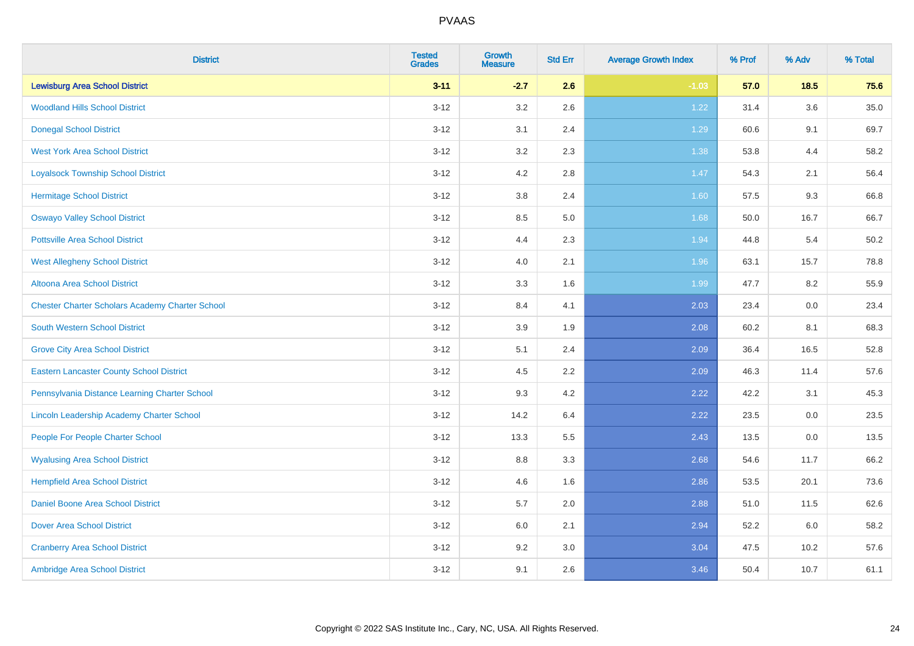| District | Tested Grades | Growth Measure | Std Err | Average Growth Index | % Prof | % Adv | % Total |
|---|---|---|---|---|---|---|---|
| **Lewisburg Area School District** | **3-11** | **-2.7** | **2.6** | **-1.03** | **57.0** | **18.5** | **75.6** |
| Woodland Hills School District | 3-12 | 3.2 | 2.6 | 1.22 | 31.4 | 3.6 | 35.0 |
| Donegal School District | 3-12 | 3.1 | 2.4 | 1.29 | 60.6 | 9.1 | 69.7 |
| West York Area School District | 3-12 | 3.2 | 2.3 | 1.38 | 53.8 | 4.4 | 58.2 |
| Loyalsock Township School District | 3-12 | 4.2 | 2.8 | 1.47 | 54.3 | 2.1 | 56.4 |
| Hermitage School District | 3-12 | 3.8 | 2.4 | 1.60 | 57.5 | 9.3 | 66.8 |
| Oswayo Valley School District | 3-12 | 8.5 | 5.0 | 1.68 | 50.0 | 16.7 | 66.7 |
| Pottsville Area School District | 3-12 | 4.4 | 2.3 | 1.94 | 44.8 | 5.4 | 50.2 |
| West Allegheny School District | 3-12 | 4.0 | 2.1 | 1.96 | 63.1 | 15.7 | 78.8 |
| Altoona Area School District | 3-12 | 3.3 | 1.6 | 1.99 | 47.7 | 8.2 | 55.9 |
| Chester Charter Scholars Academy Charter School | 3-12 | 8.4 | 4.1 | 2.03 | 23.4 | 0.0 | 23.4 |
| South Western School District | 3-12 | 3.9 | 1.9 | 2.08 | 60.2 | 8.1 | 68.3 |
| Grove City Area School District | 3-12 | 5.1 | 2.4 | 2.09 | 36.4 | 16.5 | 52.8 |
| Eastern Lancaster County School District | 3-12 | 4.5 | 2.2 | 2.09 | 46.3 | 11.4 | 57.6 |
| Pennsylvania Distance Learning Charter School | 3-12 | 9.3 | 4.2 | 2.22 | 42.2 | 3.1 | 45.3 |
| Lincoln Leadership Academy Charter School | 3-12 | 14.2 | 6.4 | 2.22 | 23.5 | 0.0 | 23.5 |
| People For People Charter School | 3-12 | 13.3 | 5.5 | 2.43 | 13.5 | 0.0 | 13.5 |
| Wyalusing Area School District | 3-12 | 8.8 | 3.3 | 2.68 | 54.6 | 11.7 | 66.2 |
| Hempfield Area School District | 3-12 | 4.6 | 1.6 | 2.86 | 53.5 | 20.1 | 73.6 |
| Daniel Boone Area School District | 3-12 | 5.7 | 2.0 | 2.88 | 51.0 | 11.5 | 62.6 |
| Dover Area School District | 3-12 | 6.0 | 2.1 | 2.94 | 52.2 | 6.0 | 58.2 |
| Cranberry Area School District | 3-12 | 9.2 | 3.0 | 3.04 | 47.5 | 10.2 | 57.6 |
| Ambridge Area School District | 3-12 | 9.1 | 2.6 | 3.46 | 50.4 | 10.7 | 61.1 |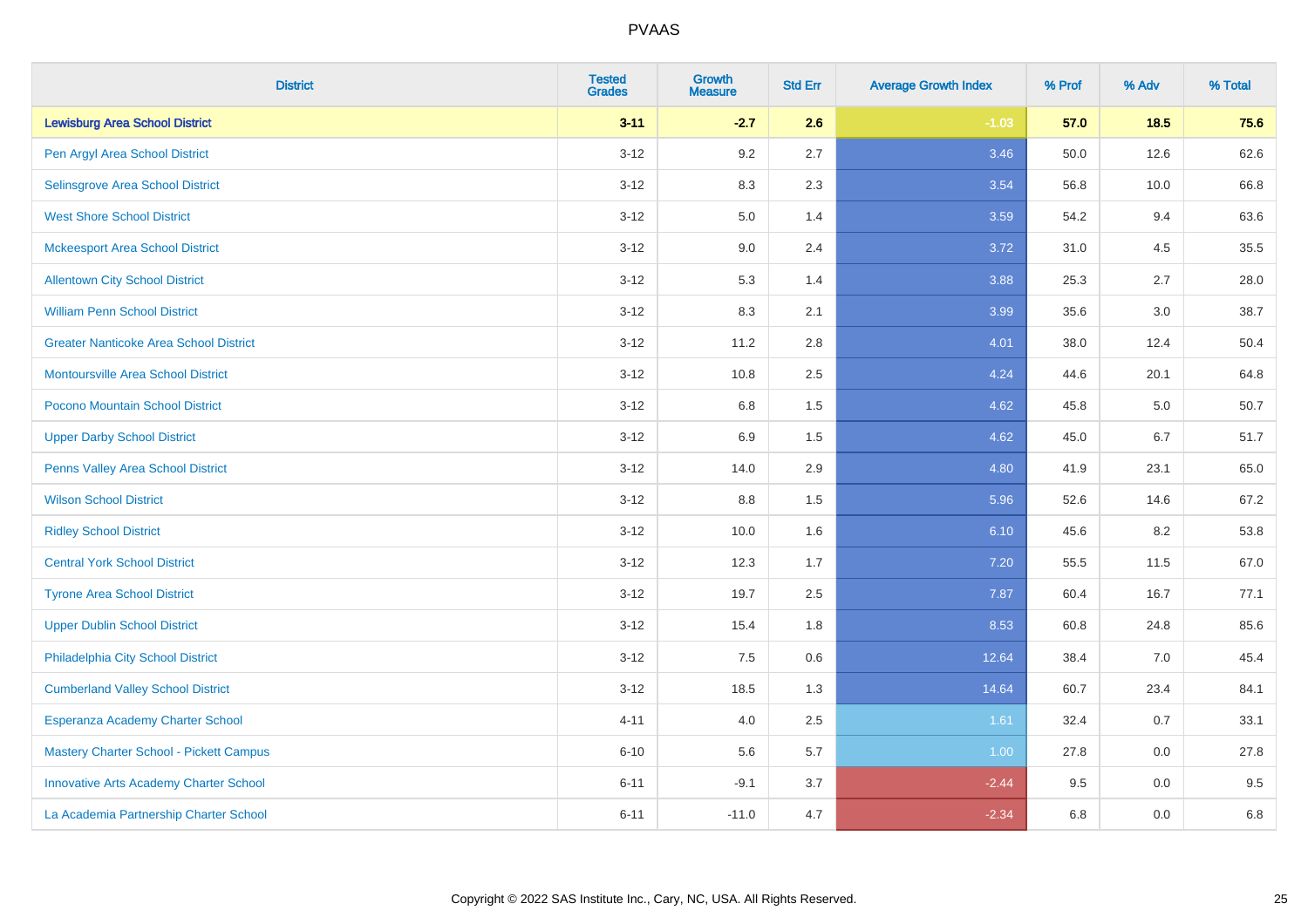| District | Tested Grades | Growth Measure | Std Err | Average Growth Index | % Prof | % Adv | % Total |
|---|---|---|---|---|---|---|---|
| **Lewisburg Area School District** | **3-11** | **-2.7** | **2.6** | **-1.03** | **57.0** | **18.5** | **75.6** |
| Pen Argyl Area School District | 3-12 | 9.2 | 2.7 | 3.46 | 50.0 | 12.6 | 62.6 |
| Selinsgrove Area School District | 3-12 | 8.3 | 2.3 | 3.54 | 56.8 | 10.0 | 66.8 |
| West Shore School District | 3-12 | 5.0 | 1.4 | 3.59 | 54.2 | 9.4 | 63.6 |
| Mckeesport Area School District | 3-12 | 9.0 | 2.4 | 3.72 | 31.0 | 4.5 | 35.5 |
| Allentown City School District | 3-12 | 5.3 | 1.4 | 3.88 | 25.3 | 2.7 | 28.0 |
| William Penn School District | 3-12 | 8.3 | 2.1 | 3.99 | 35.6 | 3.0 | 38.7 |
| Greater Nanticoke Area School District | 3-12 | 11.2 | 2.8 | 4.01 | 38.0 | 12.4 | 50.4 |
| Montoursville Area School District | 3-12 | 10.8 | 2.5 | 4.24 | 44.6 | 20.1 | 64.8 |
| Pocono Mountain School District | 3-12 | 6.8 | 1.5 | 4.62 | 45.8 | 5.0 | 50.7 |
| Upper Darby School District | 3-12 | 6.9 | 1.5 | 4.62 | 45.0 | 6.7 | 51.7 |
| Penns Valley Area School District | 3-12 | 14.0 | 2.9 | 4.80 | 41.9 | 23.1 | 65.0 |
| Wilson School District | 3-12 | 8.8 | 1.5 | 5.96 | 52.6 | 14.6 | 67.2 |
| Ridley School District | 3-12 | 10.0 | 1.6 | 6.10 | 45.6 | 8.2 | 53.8 |
| Central York School District | 3-12 | 12.3 | 1.7 | 7.20 | 55.5 | 11.5 | 67.0 |
| Tyrone Area School District | 3-12 | 19.7 | 2.5 | 7.87 | 60.4 | 16.7 | 77.1 |
| Upper Dublin School District | 3-12 | 15.4 | 1.8 | 8.53 | 60.8 | 24.8 | 85.6 |
| Philadelphia City School District | 3-12 | 7.5 | 0.6 | 12.64 | 38.4 | 7.0 | 45.4 |
| Cumberland Valley School District | 3-12 | 18.5 | 1.3 | 14.64 | 60.7 | 23.4 | 84.1 |
| Esperanza Academy Charter School | 4-11 | 4.0 | 2.5 | 1.61 | 32.4 | 0.7 | 33.1 |
| Mastery Charter School - Pickett Campus | 6-10 | 5.6 | 5.7 | 1.00 | 27.8 | 0.0 | 27.8 |
| Innovative Arts Academy Charter School | 6-11 | -9.1 | 3.7 | -2.44 | 9.5 | 0.0 | 9.5 |
| La Academia Partnership Charter School | 6-11 | -11.0 | 4.7 | -2.34 | 6.8 | 0.0 | 6.8 |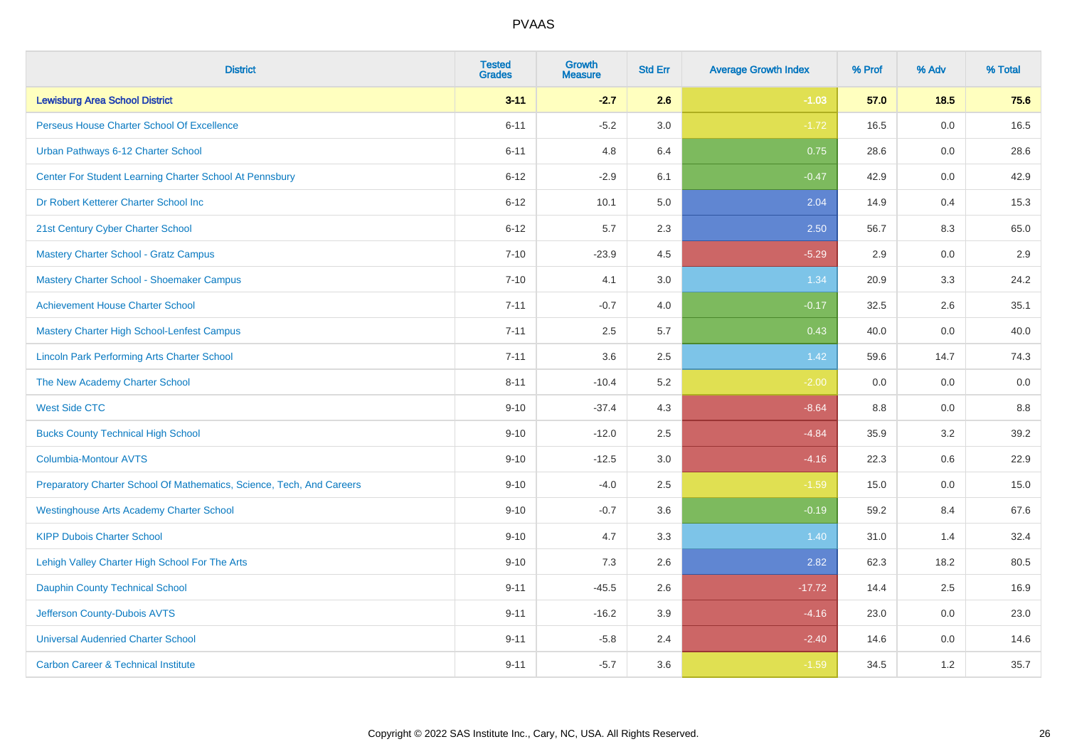# PVAAS

| District | Tested Grades | Growth Measure | Std Err | Average Growth Index | % Prof | % Adv | % Total |
|---|---|---|---|---|---|---|---|
| **Lewisburg Area School District** | **3-11** | **-2.7** | **2.6** | **-1.03** | **57.0** | **18.5** | **75.6** |
| Perseus House Charter School Of Excellence | 6-11 | -5.2 | 3.0 | -1.72 | 16.5 | 0.0 | 16.5 |
| Urban Pathways 6-12 Charter School | 6-11 | 4.8 | 6.4 | 0.75 | 28.6 | 0.0 | 28.6 |
| Center For Student Learning Charter School At Pennsbury | 6-12 | -2.9 | 6.1 | -0.47 | 42.9 | 0.0 | 42.9 |
| Dr Robert Ketterer Charter School Inc | 6-12 | 10.1 | 5.0 | 2.04 | 14.9 | 0.4 | 15.3 |
| 21st Century Cyber Charter School | 6-12 | 5.7 | 2.3 | 2.50 | 56.7 | 8.3 | 65.0 |
| Mastery Charter School - Gratz Campus | 7-10 | -23.9 | 4.5 | -5.29 | 2.9 | 0.0 | 2.9 |
| Mastery Charter School - Shoemaker Campus | 7-10 | 4.1 | 3.0 | 1.34 | 20.9 | 3.3 | 24.2 |
| Achievement House Charter School | 7-11 | -0.7 | 4.0 | -0.17 | 32.5 | 2.6 | 35.1 |
| Mastery Charter High School-Lenfest Campus | 7-11 | 2.5 | 5.7 | 0.43 | 40.0 | 0.0 | 40.0 |
| Lincoln Park Performing Arts Charter School | 7-11 | 3.6 | 2.5 | 1.42 | 59.6 | 14.7 | 74.3 |
| The New Academy Charter School | 8-11 | -10.4 | 5.2 | -2.00 | 0.0 | 0.0 | 0.0 |
| West Side CTC | 9-10 | -37.4 | 4.3 | -8.64 | 8.8 | 0.0 | 8.8 |
| Bucks County Technical High School | 9-10 | -12.0 | 2.5 | -4.84 | 35.9 | 3.2 | 39.2 |
| Columbia-Montour AVTS | 9-10 | -12.5 | 3.0 | -4.16 | 22.3 | 0.6 | 22.9 |
| Preparatory Charter School Of Mathematics, Science, Tech, And Careers | 9-10 | -4.0 | 2.5 | -1.59 | 15.0 | 0.0 | 15.0 |
| Westinghouse Arts Academy Charter School | 9-10 | -0.7 | 3.6 | -0.19 | 59.2 | 8.4 | 67.6 |
| KIPP Dubois Charter School | 9-10 | 4.7 | 3.3 | 1.40 | 31.0 | 1.4 | 32.4 |
| Lehigh Valley Charter High School For The Arts | 9-10 | 7.3 | 2.6 | 2.82 | 62.3 | 18.2 | 80.5 |
| Dauphin County Technical School | 9-11 | -45.5 | 2.6 | -17.72 | 14.4 | 2.5 | 16.9 |
| Jefferson County-Dubois AVTS | 9-11 | -16.2 | 3.9 | -4.16 | 23.0 | 0.0 | 23.0 |
| Universal Audenried Charter School | 9-11 | -5.8 | 2.4 | -2.40 | 14.6 | 0.0 | 14.6 |
| Carbon Career & Technical Institute | 9-11 | -5.7 | 3.6 | -1.59 | 34.5 | 1.2 | 35.7 |

Copyright © 2022 SAS Institute Inc., Cary, NC, USA. All Rights Reserved.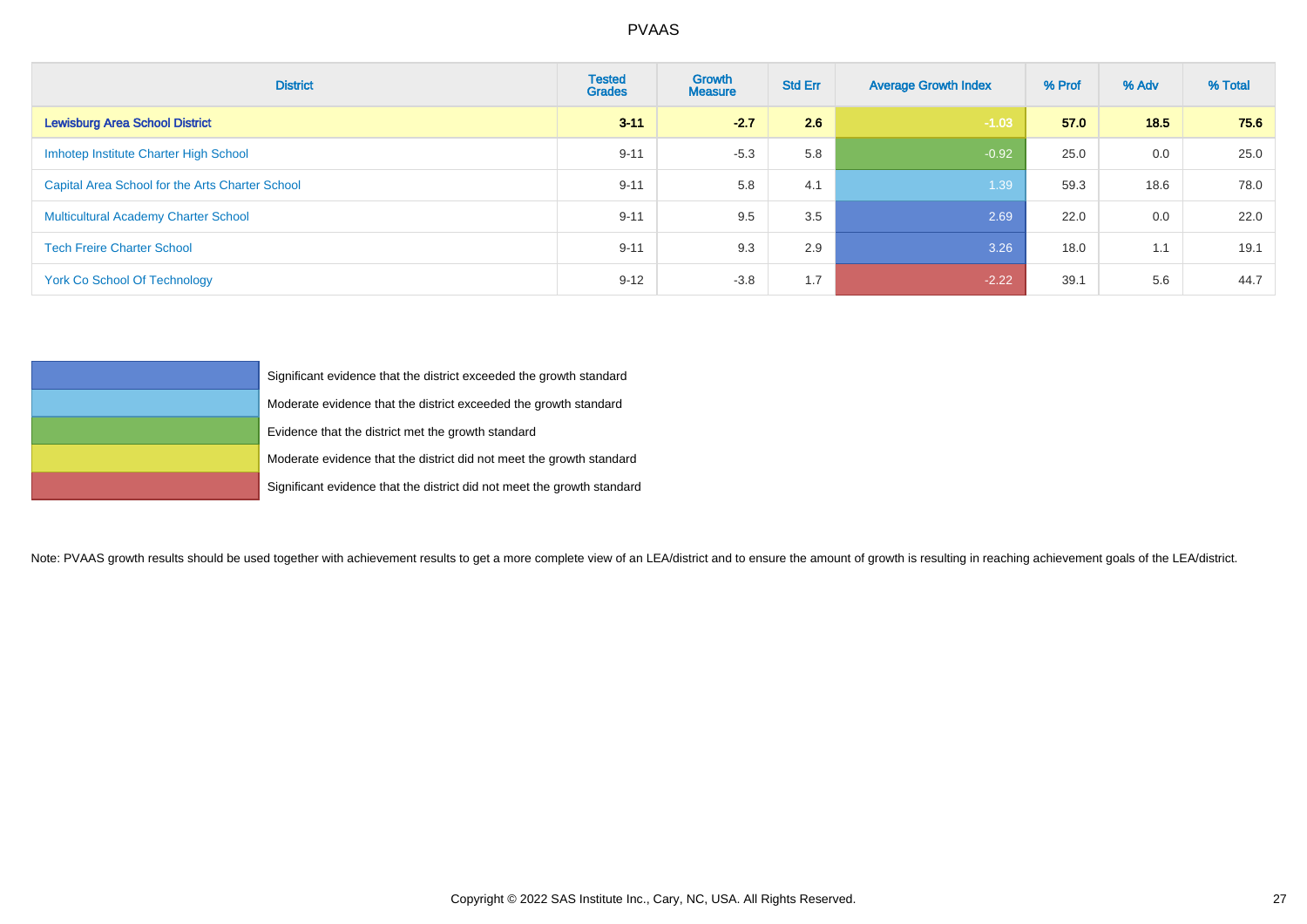# PVAAS

| District | Tested Grades | Growth Measure | Std Err | Average Growth Index | % Prof | % Adv | % Total |
|---|---|---|---|---|---|---|---|
| **Lewisburg Area School District** | **3-11** | **-2.7** | **2.6** | **-1.03** | **57.0** | **18.5** | **75.6** |
| Imhotep Institute Charter High School | 9-11 | -5.3 | 5.8 | -0.92 | 25.0 | 0.0 | 25.0 |
| Capital Area School for the Arts Charter School | 9-11 | 5.8 | 4.1 | 1.39 | 59.3 | 18.6 | 78.0 |
| Multicultural Academy Charter School | 9-11 | 9.5 | 3.5 | 2.69 | 22.0 | 0.0 | 22.0 |
| Tech Freire Charter School | 9-11 | 9.3 | 2.9 | 3.26 | 18.0 | 1.1 | 19.1 |
| York Co School Of Technology | 9-12 | -3.8 | 1.7 | -2.22 | 39.1 | 5.6 | 44.7 |

Significant evidence that the district exceeded the growth standard

Moderate evidence that the district exceeded the growth standard

Evidence that the district met the growth standard

Moderate evidence that the district did not meet the growth standard

Significant evidence that the district did not meet the growth standard

Note: PVAAS growth results should be used together with achievement results to get a more complete view of an LEA/district and to ensure the amount of growth is resulting in reaching achievement goals of the LEA/district.

Copyright © 2022 SAS Institute Inc., Cary, NC, USA. All Rights Reserved.